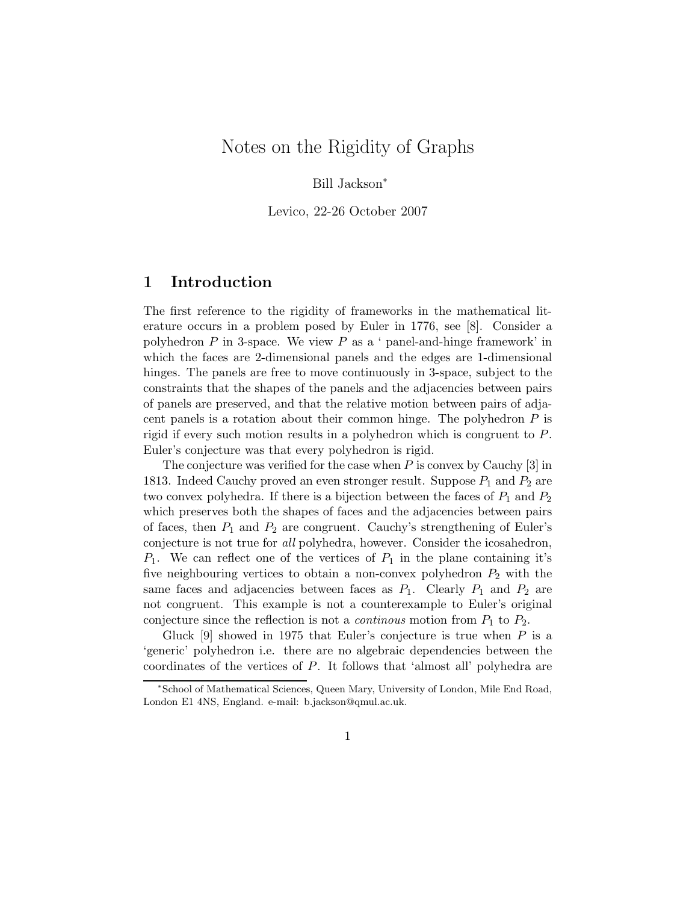# Notes on the Rigidity of Graphs

Bill Jackson*

Levico, 22-26 October 2007

## 1 Introduction

The first reference to the rigidity of frameworks in the mathematical literature occurs in a problem posed by Euler in 1776, see [8]. Consider a polyhedron $P$ in 3-space. We view $P$ as a ' panel-and-hinge framework' in which the faces are 2-dimensional panels and the edges are 1-dimensional hinges. The panels are free to move continuously in 3-space, subject to the constraints that the shapes of the panels and the adjacencies between pairs of panels are preserved, and that the relative motion between pairs of adjacent panels is a rotation about their common hinge. The polyhedron $P$ is rigid if every such motion results in a polyhedron which is congruent to $P$. Euler's conjecture was that every polyhedron is rigid.

The conjecture was verified for the case when $P$ is convex by Cauchy [3] in 1813. Indeed Cauchy proved an even stronger result. Suppose $P_1$ and $P_2$ are two convex polyhedra. If there is a bijection between the faces of $P_1$ and $P_2$ which preserves both the shapes of faces and the adjacencies between pairs of faces, then $P_1$ and $P_2$ are congruent. Cauchy's strengthening of Euler's conjecture is not true for *all* polyhedra, however. Consider the icosahedron, $P_1$. We can reflect one of the vertices of $P_1$ in the plane containing it's five neighbouring vertices to obtain a non-convex polyhedron $P_2$ with the same faces and adjacencies between faces as $P_1$. Clearly $P_1$ and $P_2$ are not congruent. This example is not a counterexample to Euler's original conjecture since the reflection is not a *continous* motion from $P_1$ to $P_2$.

Gluck [9] showed in 1975 that Euler's conjecture is true when $P$ is a 'generic' polyhedron i.e. there are no algebraic dependencies between the coordinates of the vertices of $P$. It follows that 'almost all' polyhedra are

*School of Mathematical Sciences, Queen Mary, University of London, Mile End Road, London E1 4NS, England. e-mail: b.jackson@qmul.ac.uk.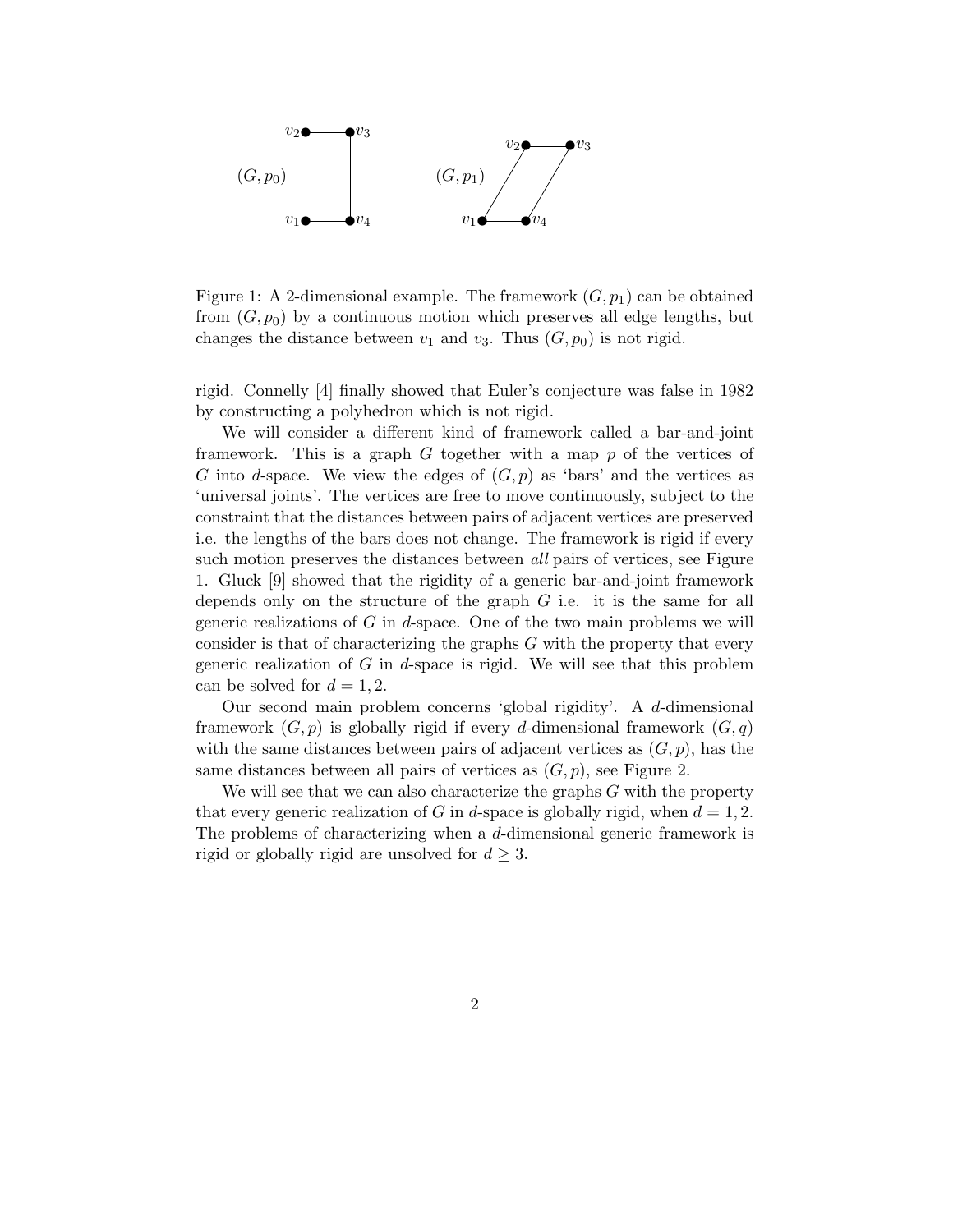$(G, p_0)$

$v_2$ $v_3$

$v_1$ $v_4$

$(G, p_1)$

$v_2$ $v_3$

$v_1$ $v_4$

Figure 1: A 2-dimensional example. The framework $(G, p_1)$ can be obtained from $(G, p_0)$ by a continuous motion which preserves all edge lengths, but changes the distance between $v_1$ and $v_3$. Thus $(G, p_0)$ is not rigid.

rigid. Connelly [4] finally showed that Euler's conjecture was false in 1982 by constructing a polyhedron which is not rigid.

We will consider a different kind of framework called a bar-and-joint framework. This is a graph $G$ together with a map $p$ of the vertices of $G$ into $d$-space. We view the edges of $(G, p)$ as 'bars' and the vertices as 'universal joints'. The vertices are free to move continuously, subject to the constraint that the distances between pairs of adjacent vertices are preserved i.e. the lengths of the bars does not change. The framework is rigid if every such motion preserves the distances between *all* pairs of vertices, see Figure 1. Gluck [9] showed that the rigidity of a generic bar-and-joint framework depends only on the structure of the graph $G$ i.e. it is the same for all generic realizations of $G$ in $d$-space. One of the two main problems we will consider is that of characterizing the graphs $G$ with the property that every generic realization of $G$ in $d$-space is rigid. We will see that this problem can be solved for $d = 1, 2$.

Our second main problem concerns 'global rigidity'. A $d$-dimensional framework $(G, p)$ is globally rigid if every $d$-dimensional framework $(G, q)$ with the same distances between pairs of adjacent vertices as $(G, p)$, has the same distances between all pairs of vertices as $(G, p)$, see Figure 2.

We will see that we can also characterize the graphs $G$ with the property that every generic realization of $G$ in $d$-space is globally rigid, when $d = 1, 2$. The problems of characterizing when a $d$-dimensional generic framework is rigid or globally rigid are unsolved for $d \geq 3$.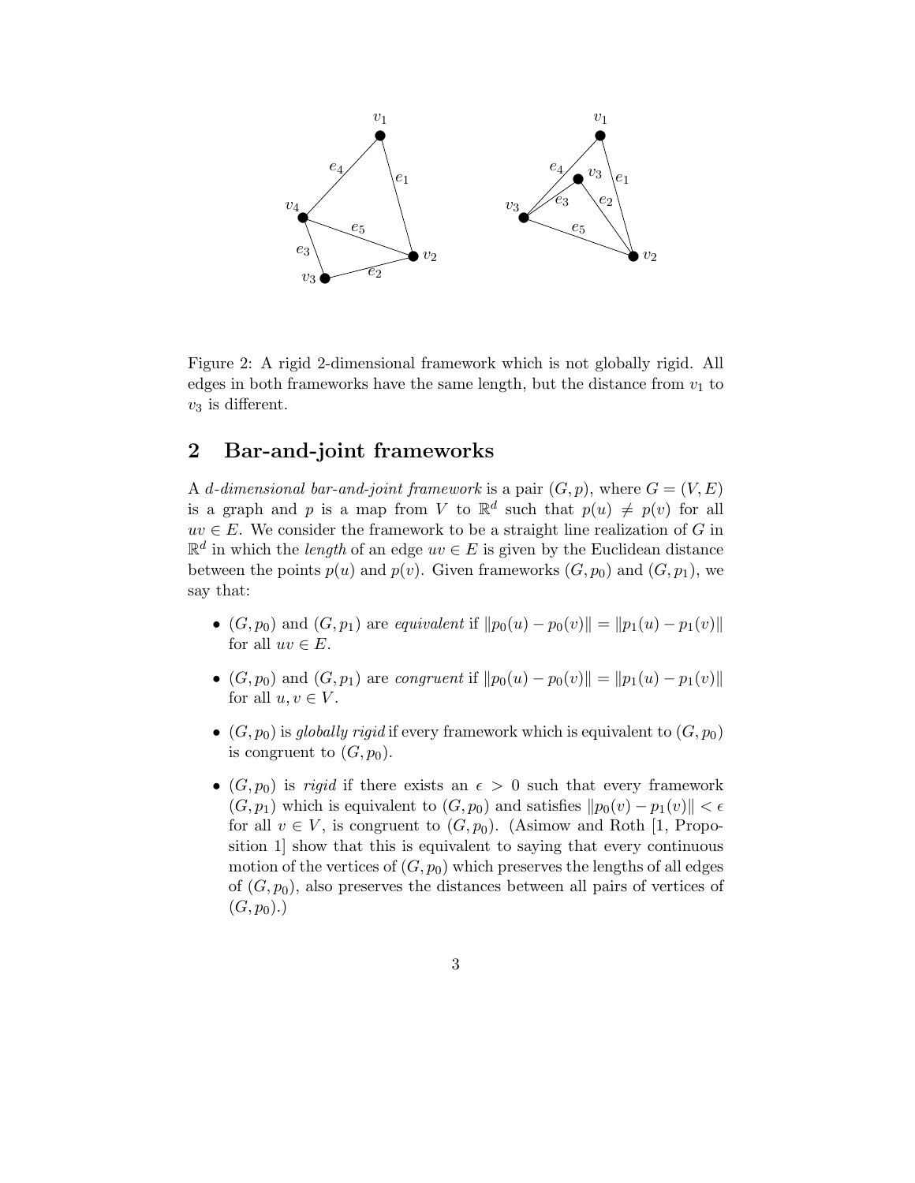$v_1$

$e_4$

$e_1$

$v_4$

$e_5$

$e_3$

$v_2$

$v_3$

$e_2$

$v_1$

$e_4$

$v_3$

$e_1$

$v_3$

$e_3$

$e_2$

$e_5$

$v_2$

Figure 2: A rigid 2-dimensional framework which is not globally rigid. All edges in both frameworks have the same length, but the distance from $v_1$ to $v_3$ is different.

## 2 Bar-and-joint frameworks

A *d-dimensional bar-and-joint framework* is a pair $(G, p)$, where $G = (V, E)$ is a graph and $p$ is a map from $V$ to $\mathbb{R}^d$ such that $p(u) \neq p(v)$ for all $uv \in E$. We consider the framework to be a straight line realization of $G$ in $\mathbb{R}^d$ in which the *length* of an edge $uv \in E$ is given by the Euclidean distance between the points $p(u)$ and $p(v)$. Given frameworks $(G, p_0)$ and $(G, p_1)$, we say that:

- $(G, p_0)$ and $(G, p_1)$ are *equivalent* if $\|p_0(u) - p_0(v)\| = \|p_1(u) - p_1(v)\|$ for all $uv \in E$.
- $(G, p_0)$ and $(G, p_1)$ are *congruent* if $\|p_0(u) - p_0(v)\| = \|p_1(u) - p_1(v)\|$ for all $u, v \in V$.
- $(G, p_0)$ is *globally rigid* if every framework which is equivalent to $(G, p_0)$ is congruent to $(G, p_0)$.
- $(G, p_0)$ is *rigid* if there exists an $\epsilon > 0$ such that every framework $(G, p_1)$ which is equivalent to $(G, p_0)$ and satisfies $\|p_0(v) - p_1(v)\| < \epsilon$ for all $v \in V$, is congruent to $(G, p_0)$. (Asimow and Roth [1, Proposition 1] show that this is equivalent to saying that every continuous motion of the vertices of $(G, p_0)$ which preserves the lengths of all edges of $(G, p_0)$, also preserves the distances between all pairs of vertices of $(G, p_0)$.)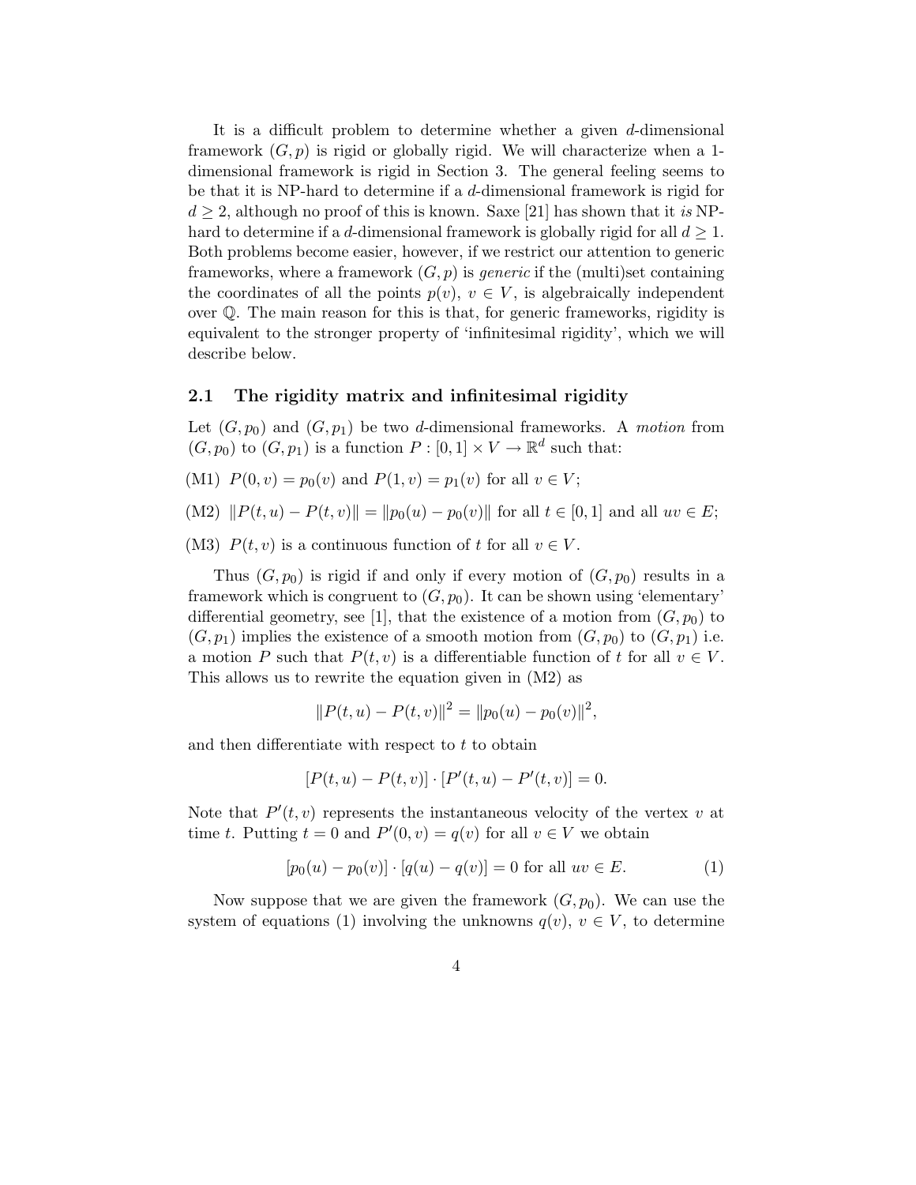It is a difficult problem to determine whether a given $d$-dimensional framework $(G, p)$ is rigid or globally rigid. We will characterize when a 1-dimensional framework is rigid in Section 3. The general feeling seems to be that it is NP-hard to determine if a $d$-dimensional framework is rigid for $d \geq 2$, although no proof of this is known. Saxe [21] has shown that it *is* NP-hard to determine if a $d$-dimensional framework is globally rigid for all $d \geq 1$. Both problems become easier, however, if we restrict our attention to generic frameworks, where a framework $(G, p)$ is *generic* if the (multi)set containing the coordinates of all the points $p(v)$, $v \in V$, is algebraically independent over $\mathbb{Q}$. The main reason for this is that, for generic frameworks, rigidity is equivalent to the stronger property of 'infinitesimal rigidity', which we will describe below.

### 2.1 The rigidity matrix and infinitesimal rigidity

Let $(G, p_0)$ and $(G, p_1)$ be two $d$-dimensional frameworks. A *motion* from $(G, p_0)$ to $(G, p_1)$ is a function $P : [0, 1] \times V \to \mathbb{R}^d$ such that:

(M1) $P(0, v) = p_0(v)$ and $P(1, v) = p_1(v)$ for all $v \in V$;

(M2) $\|P(t, u) - P(t, v)\| = \|p_0(u) - p_0(v)\|$ for all $t \in [0, 1]$ and all $uv \in E$;

(M3) $P(t, v)$ is a continuous function of $t$ for all $v \in V$.

Thus $(G, p_0)$ is rigid if and only if every motion of $(G, p_0)$ results in a framework which is congruent to $(G, p_0)$. It can be shown using 'elementary' differential geometry, see [1], that the existence of a motion from $(G, p_0)$ to $(G, p_1)$ implies the existence of a smooth motion from $(G, p_0)$ to $(G, p_1)$ i.e. a motion $P$ such that $P(t, v)$ is a differentiable function of $t$ for all $v \in V$. This allows us to rewrite the equation given in (M2) as

$$\|P(t, u) - P(t, v)\|^2 = \|p_0(u) - p_0(v)\|^2,$$

and then differentiate with respect to $t$ to obtain

$$[P(t, u) - P(t, v)] \cdot [P'(t, u) - P'(t, v)] = 0.$$

Note that $P'(t, v)$ represents the instantaneous velocity of the vertex $v$ at time $t$. Putting $t = 0$ and $P'(0, v) = q(v)$ for all $v \in V$ we obtain

$$[p_0(u) - p_0(v)] \cdot [q(u) - q(v)] = 0 \text{ for all } uv \in E. \tag{1}$$

Now suppose that we are given the framework $(G, p_0)$. We can use the system of equations (1) involving the unknowns $q(v)$, $v \in V$, to determine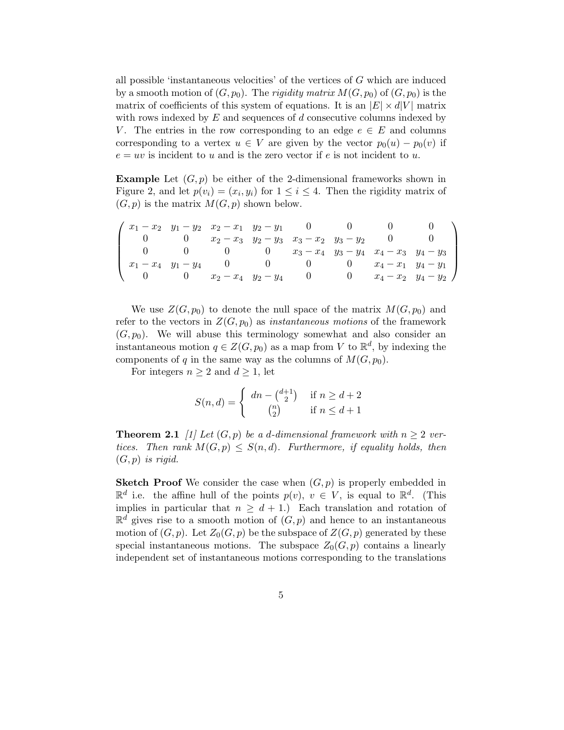all possible 'instantaneous velocities' of the vertices of $G$ which are induced by a smooth motion of $(G, p_0)$. The *rigidity matrix* $M(G, p_0)$ of $(G, p_0)$ is the matrix of coefficients of this system of equations. It is an $|E| \times d|V|$ matrix with rows indexed by $E$ and sequences of $d$ consecutive columns indexed by $V$. The entries in the row corresponding to an edge $e \in E$ and columns corresponding to a vertex $u \in V$ are given by the vector $p_0(u) - p_0(v)$ if $e = uv$ is incident to $u$ and is the zero vector if $e$ is not incident to $u$.

**Example** Let $(G, p)$ be either of the 2-dimensional frameworks shown in Figure 2, and let $p(v_i) = (x_i, y_i)$ for $1 \leq i \leq 4$. Then the rigidity matrix of $(G, p)$ is the matrix $M(G, p)$ shown below.

$$\begin{pmatrix} x_1 - x_2 & y_1 - y_2 & x_2 - x_1 & y_2 - y_1 & 0 & 0 & 0 & 0 \\ 0 & 0 & x_2 - x_3 & y_2 - y_3 & x_3 - x_2 & y_3 - y_2 & 0 & 0 \\ 0 & 0 & 0 & 0 & x_3 - x_4 & y_3 - y_4 & x_4 - x_3 & y_4 - y_3 \\ x_1 - x_4 & y_1 - y_4 & 0 & 0 & 0 & 0 & x_4 - x_1 & y_4 - y_1 \\ 0 & 0 & x_2 - x_4 & y_2 - y_4 & 0 & 0 & x_4 - x_2 & y_4 - y_2 \end{pmatrix}$$

We use $Z(G, p_0)$ to denote the null space of the matrix $M(G, p_0)$ and refer to the vectors in $Z(G, p_0)$ as *instantaneous motions* of the framework $(G, p_0)$. We will abuse this terminology somewhat and also consider an instantaneous motion $q \in Z(G, p_0)$ as a map from $V$ to $\mathbb{R}^d$, by indexing the components of $q$ in the same way as the columns of $M(G, p_0)$.

For integers $n \geq 2$ and $d \geq 1$, let

$$S(n, d) = \begin{cases} dn - \binom{d+1}{2} & \text{if } n \geq d + 2 \\ \binom{n}{2} & \text{if } n \leq d + 1 \end{cases}$$

**Theorem 2.1** *[1] Let $(G, p)$ be a $d$-dimensional framework with $n \geq 2$ vertices. Then rank $M(G, p) \leq S(n, d)$. Furthermore, if equality holds, then $(G, p)$ is rigid.*

**Sketch Proof** We consider the case when $(G, p)$ is properly embedded in $\mathbb{R}^d$ i.e. the affine hull of the points $p(v)$, $v \in V$, is equal to $\mathbb{R}^d$. (This implies in particular that $n \geq d + 1$.) Each translation and rotation of $\mathbb{R}^d$ gives rise to a smooth motion of $(G, p)$ and hence to an instantaneous motion of $(G, p)$. Let $Z_0(G, p)$ be the subspace of $Z(G, p)$ generated by these special instantaneous motions. The subspace $Z_0(G, p)$ contains a linearly independent set of instantaneous motions corresponding to the translations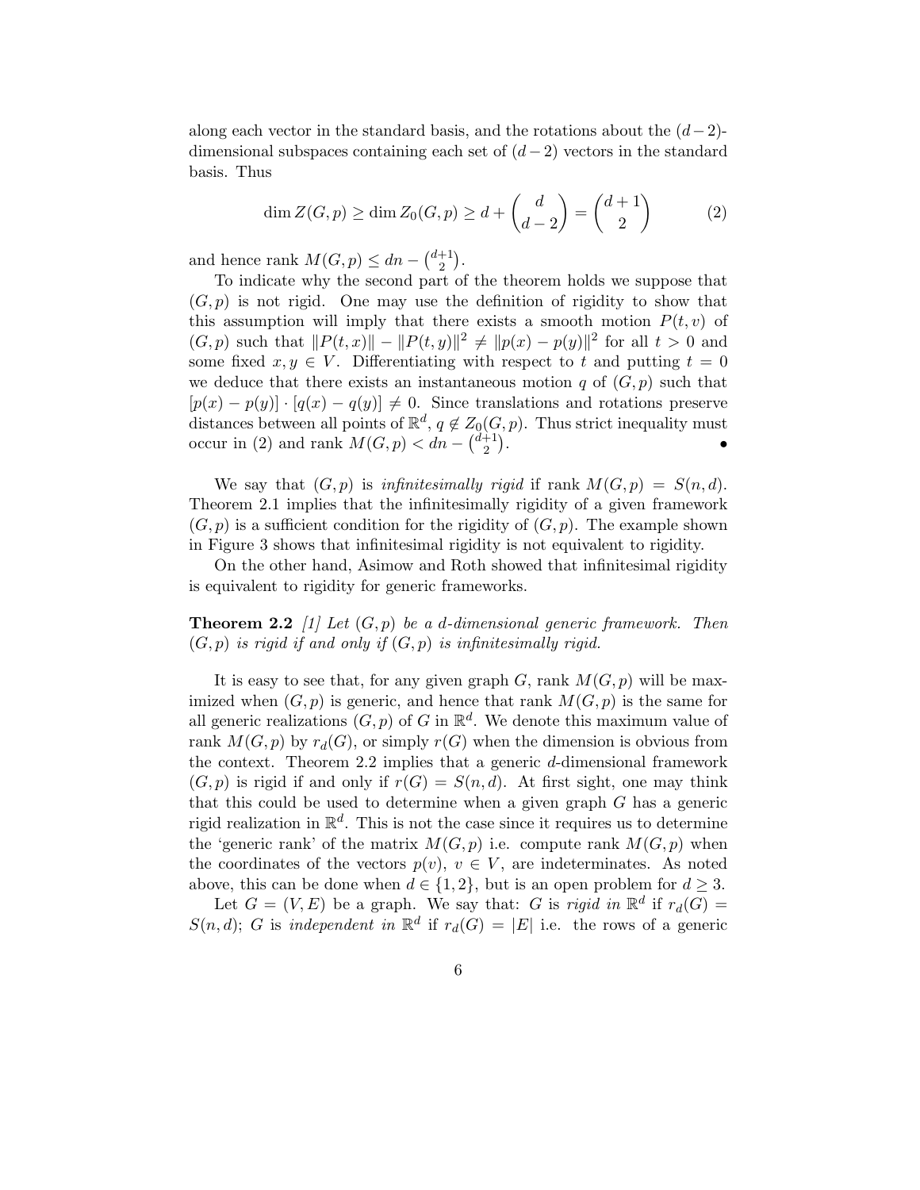along each vector in the standard basis, and the rotations about the $(d-2)$-dimensional subspaces containing each set of $(d-2)$ vectors in the standard basis. Thus

$$\dim Z(G,p) \geq \dim Z_0(G,p) \geq d + \binom{d}{d-2} = \binom{d+1}{2} \tag{2}$$

and hence rank $M(G,p) \leq dn - \binom{d+1}{2}$.

To indicate why the second part of the theorem holds we suppose that $(G,p)$ is not rigid. One may use the definition of rigidity to show that this assumption will imply that there exists a smooth motion $P(t,v)$ of $(G,p)$ such that $\|P(t,x)\| - \|P(t,y)\|^2 \neq \|p(x)-p(y)\|^2$ for all $t > 0$ and some fixed $x, y \in V$. Differentiating with respect to $t$ and putting $t = 0$ we deduce that there exists an instantaneous motion $q$ of $(G,p)$ such that $[p(x)-p(y)] \cdot [q(x)-q(y)] \neq 0$. Since translations and rotations preserve distances between all points of $\mathbb{R}^d$, $q \notin Z_0(G,p)$. Thus strict inequality must occur in (2) and rank $M(G,p) < dn - \binom{d+1}{2}$. •

We say that $(G,p)$ is *infinitesimally rigid* if rank $M(G,p) = S(n,d)$. Theorem 2.1 implies that the infinitesimally rigidity of a given framework $(G,p)$ is a sufficient condition for the rigidity of $(G,p)$. The example shown in Figure 3 shows that infinitesimal rigidity is not equivalent to rigidity.

On the other hand, Asimow and Roth showed that infinitesimal rigidity is equivalent to rigidity for generic frameworks.

**Theorem 2.2** *[1] Let $(G,p)$ be a $d$-dimensional generic framework. Then $(G,p)$ is rigid if and only if $(G,p)$ is infinitesimally rigid.*

It is easy to see that, for any given graph $G$, rank $M(G,p)$ will be maximized when $(G,p)$ is generic, and hence that rank $M(G,p)$ is the same for all generic realizations $(G,p)$ of $G$ in $\mathbb{R}^d$. We denote this maximum value of rank $M(G,p)$ by $r_d(G)$, or simply $r(G)$ when the dimension is obvious from the context. Theorem 2.2 implies that a generic $d$-dimensional framework $(G,p)$ is rigid if and only if $r(G) = S(n,d)$. At first sight, one may think that this could be used to determine when a given graph $G$ has a generic rigid realization in $\mathbb{R}^d$. This is not the case since it requires us to determine the 'generic rank' of the matrix $M(G,p)$ i.e. compute rank $M(G,p)$ when the coordinates of the vectors $p(v)$, $v \in V$, are indeterminates. As noted above, this can be done when $d \in \{1,2\}$, but is an open problem for $d \geq 3$.

Let $G = (V,E)$ be a graph. We say that: $G$ is *rigid in* $\mathbb{R}^d$ if $r_d(G) = S(n,d)$; $G$ is *independent in* $\mathbb{R}^d$ if $r_d(G) = |E|$ i.e. the rows of a generic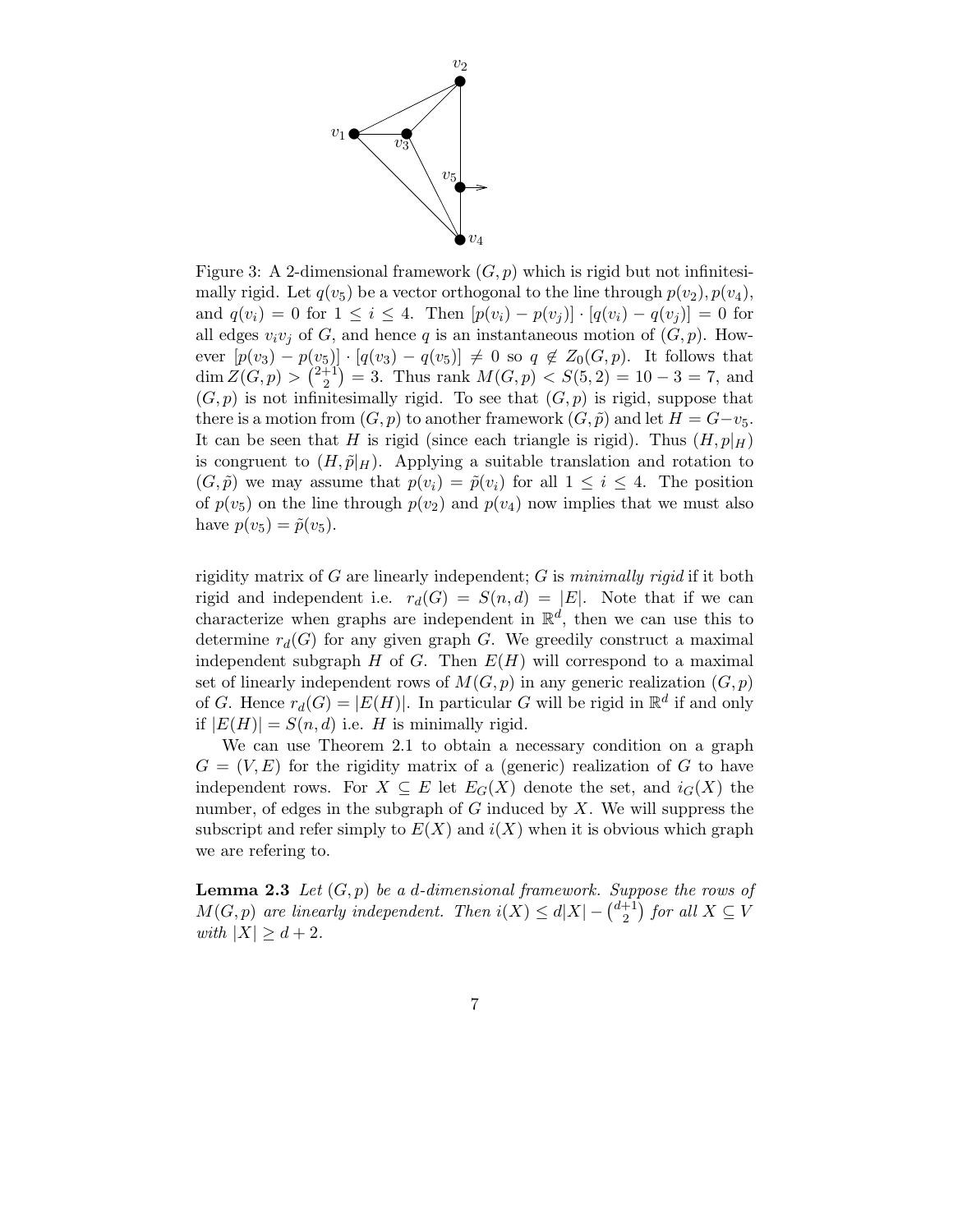Figure 3: A 2-dimensional framework $(G,p)$ which is rigid but not infinitesimally rigid. Let $q(v_5)$ be a vector orthogonal to the line through $p(v_2), p(v_4)$, and $q(v_i) = 0$ for $1 \leq i \leq 4$. Then $[p(v_i) - p(v_j)] \cdot [q(v_i) - q(v_j)] = 0$ for all edges $v_iv_j$ of $G$, and hence $q$ is an instantaneous motion of $(G,p)$. However $[p(v_3) - p(v_5)] \cdot [q(v_3) - q(v_5)] \neq 0$ so $q \notin Z_0(G,p)$. It follows that $\dim Z(G,p) > \binom{2+1}{2} = 3$. Thus rank $M(G,p) < S(5,2) = 10 - 3 = 7$, and $(G,p)$ is not infinitesimally rigid. To see that $(G,p)$ is rigid, suppose that there is a motion from $(G,p)$ to another framework $(G,\tilde{p})$ and let $H = G - v_5$. It can be seen that $H$ is rigid (since each triangle is rigid). Thus $(H, p|_H)$ is congruent to $(H, \tilde{p}|_H)$. Applying a suitable translation and rotation to $(G,\tilde{p})$ we may assume that $p(v_i) = \tilde{p}(v_i)$ for all $1 \leq i \leq 4$. The position of $p(v_5)$ on the line through $p(v_2)$ and $p(v_4)$ now implies that we must also have $p(v_5) = \tilde{p}(v_5)$.

rigidity matrix of $G$ are linearly independent; $G$ is *minimally rigid* if it both rigid and independent i.e. $r_d(G) = S(n,d) = |E|$. Note that if we can characterize when graphs are independent in $\mathbb{R}^d$, then we can use this to determine $r_d(G)$ for any given graph $G$. We greedily construct a maximal independent subgraph $H$ of $G$. Then $E(H)$ will correspond to a maximal set of linearly independent rows of $M(G,p)$ in any generic realization $(G,p)$ of $G$. Hence $r_d(G) = |E(H)|$. In particular $G$ will be rigid in $\mathbb{R}^d$ if and only if $|E(H)| = S(n,d)$ i.e. $H$ is minimally rigid.

We can use Theorem 2.1 to obtain a necessary condition on a graph $G = (V,E)$ for the rigidity matrix of a (generic) realization of $G$ to have independent rows. For $X \subseteq E$ let $E_G(X)$ denote the set, and $i_G(X)$ the number, of edges in the subgraph of $G$ induced by $X$. We will suppress the subscript and refer simply to $E(X)$ and $i(X)$ when it is obvious which graph we are refering to.

**Lemma 2.3** *Let $(G,p)$ be a $d$-dimensional framework. Suppose the rows of $M(G,p)$ are linearly independent. Then $i(X) \leq d|X| - \binom{d+1}{2}$ for all $X \subseteq V$ with $|X| \geq d+2$.*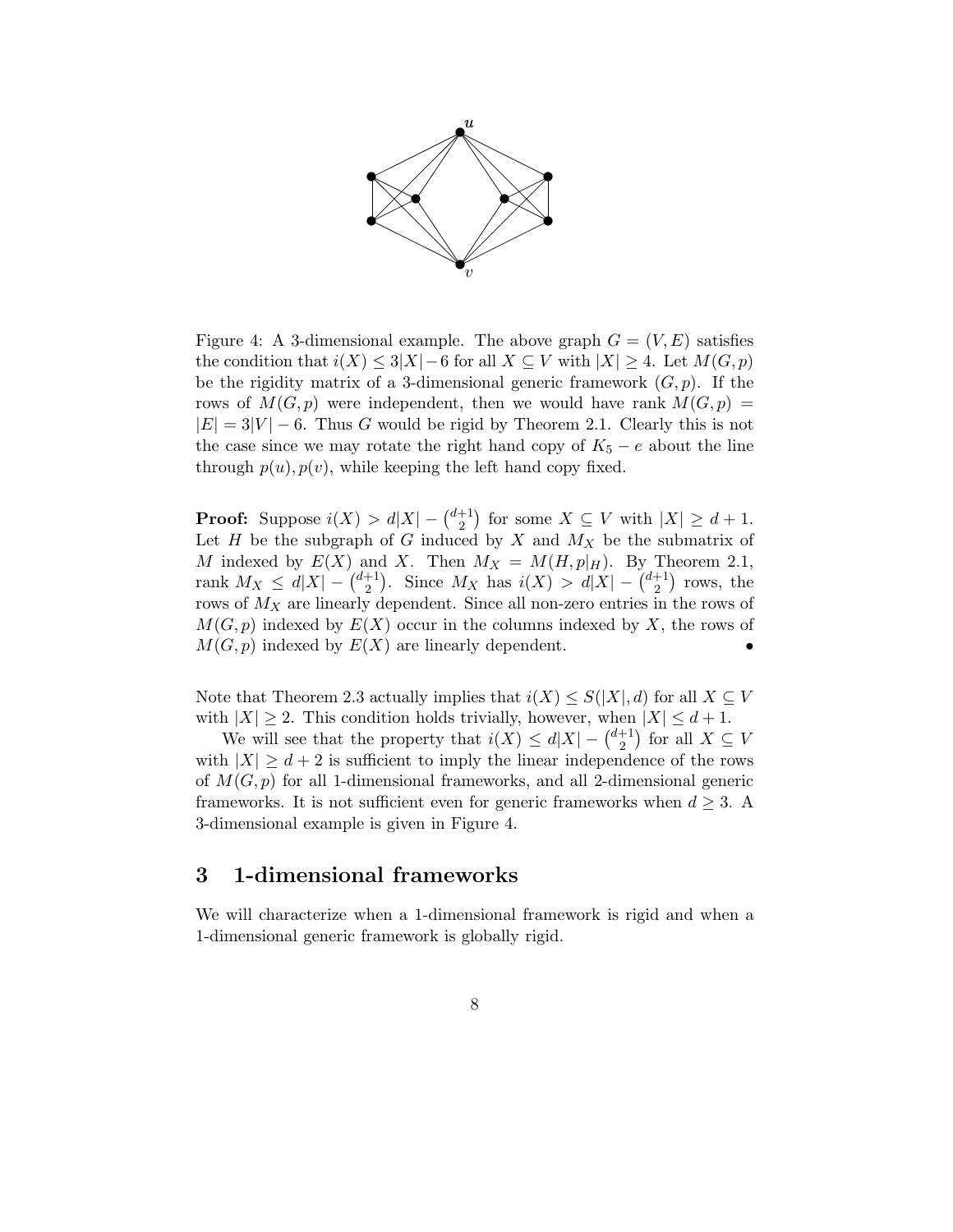Figure 4: A 3-dimensional example. The above graph $G = (V, E)$ satisfies the condition that $i(X) \leq 3|X| - 6$ for all $X \subseteq V$ with $|X| \geq 4$. Let $M(G, p)$ be the rigidity matrix of a 3-dimensional generic framework $(G, p)$. If the rows of $M(G, p)$ were independent, then we would have rank $M(G, p) = |E| = 3|V| - 6$. Thus $G$ would be rigid by Theorem 2.1. Clearly this is not the case since we may rotate the right hand copy of $K_5 - e$ about the line through $p(u), p(v)$, while keeping the left hand copy fixed.

**Proof:** Suppose $i(X) > d|X| - \binom{d+1}{2}$ for some $X \subseteq V$ with $|X| \geq d + 1$. Let $H$ be the subgraph of $G$ induced by $X$ and $M_X$ be the submatrix of $M$ indexed by $E(X)$ and $X$. Then $M_X = M(H, p|_H)$. By Theorem 2.1, rank $M_X \leq d|X| - \binom{d+1}{2}$. Since $M_X$ has $i(X) > d|X| - \binom{d+1}{2}$ rows, the rows of $M_X$ are linearly dependent. Since all non-zero entries in the rows of $M(G, p)$ indexed by $E(X)$ occur in the columns indexed by $X$, the rows of $M(G, p)$ indexed by $E(X)$ are linearly dependent. •

Note that Theorem 2.3 actually implies that $i(X) \leq S(|X|, d)$ for all $X \subseteq V$ with $|X| \geq 2$. This condition holds trivially, however, when $|X| \leq d + 1$.

We will see that the property that $i(X) \leq d|X| - \binom{d+1}{2}$ for all $X \subseteq V$ with $|X| \geq d + 2$ is sufficient to imply the linear independence of the rows of $M(G, p)$ for all 1-dimensional frameworks, and all 2-dimensional generic frameworks. It is not sufficient even for generic frameworks when $d \geq 3$. A 3-dimensional example is given in Figure 4.

## 3 1-dimensional frameworks

We will characterize when a 1-dimensional framework is rigid and when a 1-dimensional generic framework is globally rigid.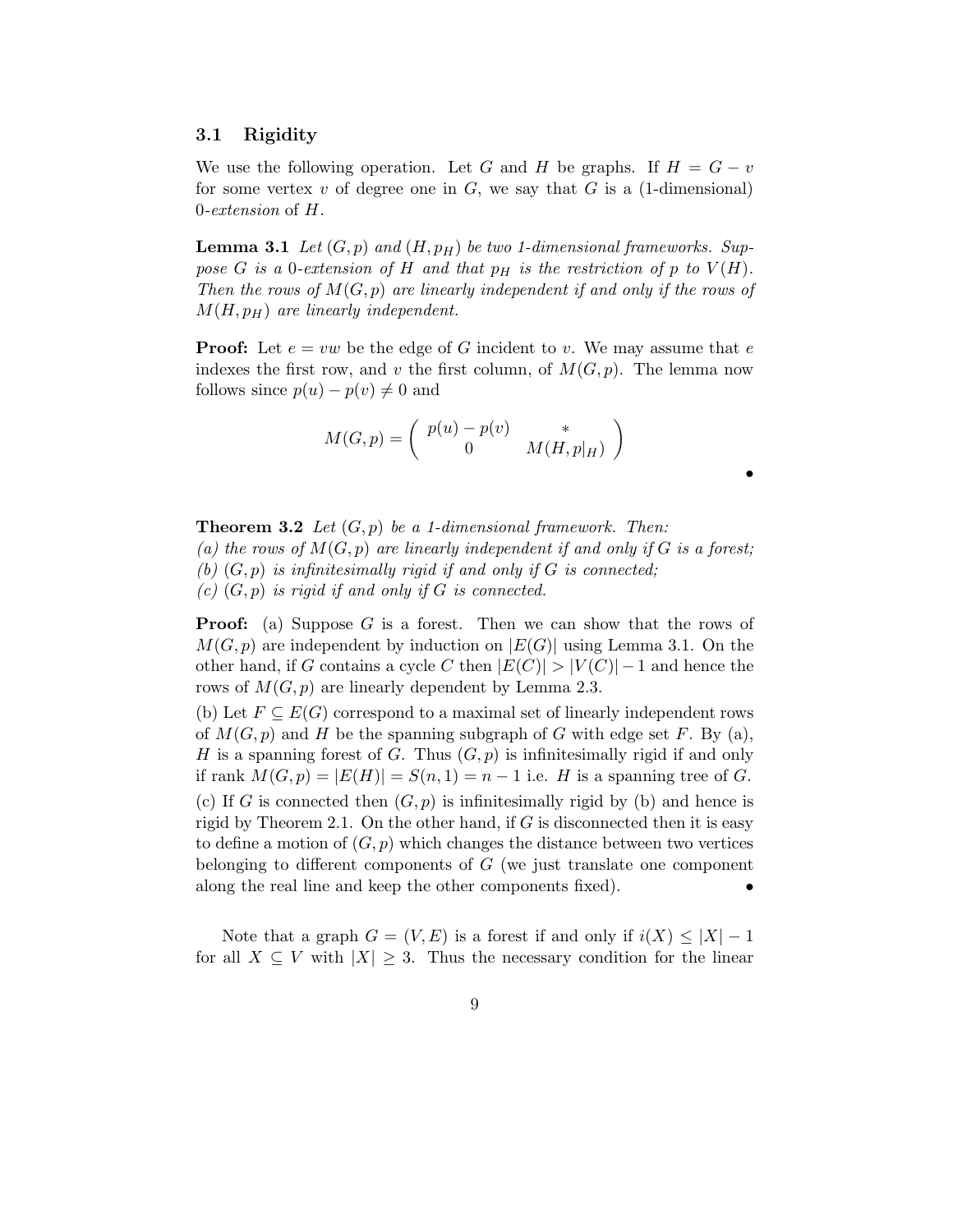### 3.1 Rigidity

We use the following operation. Let $G$ and $H$ be graphs. If $H = G - v$ for some vertex $v$ of degree one in $G$, we say that $G$ is a (1-dimensional) 0-*extension* of $H$.

**Lemma 3.1** *Let $(G, p)$ and $(H, p_H)$ be two 1-dimensional frameworks. Suppose $G$ is a 0-extension of $H$ and that $p_H$ is the restriction of $p$ to $V(H)$. Then the rows of $M(G, p)$ are linearly independent if and only if the rows of $M(H, p_H)$ are linearly independent.*

**Proof:** Let $e = vw$ be the edge of $G$ incident to $v$. We may assume that $e$ indexes the first row, and $v$ the first column, of $M(G, p)$. The lemma now follows since $p(u) - p(v) \neq 0$ and

$$M(G, p) = \begin{pmatrix} p(u) - p(v) & * \\ 0 & M(H, p|_H) \end{pmatrix}$$

•

**Theorem 3.2** *Let $(G, p)$ be a 1-dimensional framework. Then:*
*(a) the rows of $M(G, p)$ are linearly independent if and only if $G$ is a forest;*
*(b) $(G, p)$ is infinitesimally rigid if and only if $G$ is connected;*
*(c) $(G, p)$ is rigid if and only if $G$ is connected.*

**Proof:** (a) Suppose $G$ is a forest. Then we can show that the rows of $M(G, p)$ are independent by induction on $|E(G)|$ using Lemma 3.1. On the other hand, if $G$ contains a cycle $C$ then $|E(C)| > |V(C)| - 1$ and hence the rows of $M(G, p)$ are linearly dependent by Lemma 2.3.

(b) Let $F \subseteq E(G)$ correspond to a maximal set of linearly independent rows of $M(G, p)$ and $H$ be the spanning subgraph of $G$ with edge set $F$. By (a), $H$ is a spanning forest of $G$. Thus $(G, p)$ is infinitesimally rigid if and only if rank $M(G, p) = |E(H)| = S(n, 1) = n - 1$ i.e. $H$ is a spanning tree of $G$.

(c) If $G$ is connected then $(G, p)$ is infinitesimally rigid by (b) and hence is rigid by Theorem 2.1. On the other hand, if $G$ is disconnected then it is easy to define a motion of $(G, p)$ which changes the distance between two vertices belonging to different components of $G$ (we just translate one component along the real line and keep the other components fixed). •

Note that a graph $G = (V, E)$ is a forest if and only if $i(X) \leq |X| - 1$ for all $X \subseteq V$ with $|X| \geq 3$. Thus the necessary condition for the linear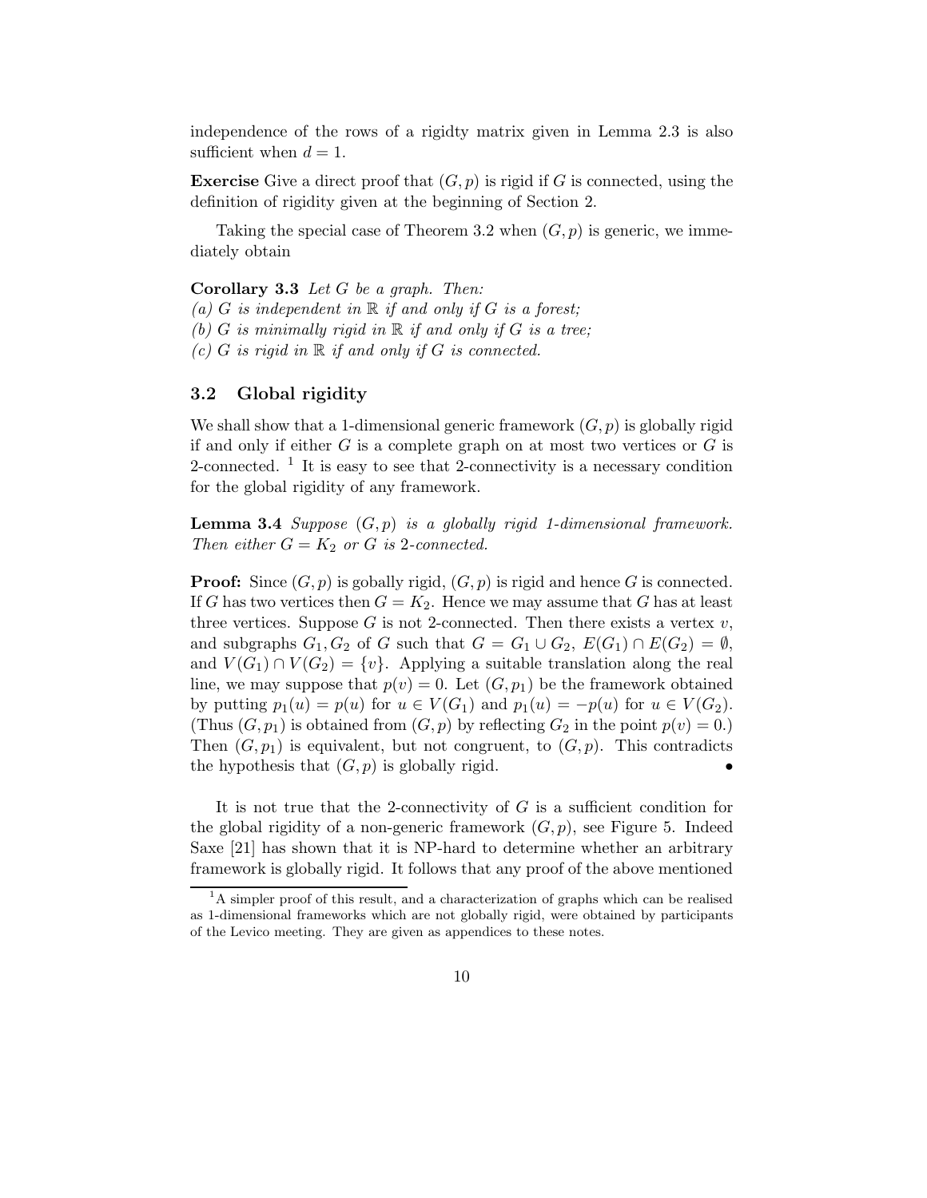independence of the rows of a rigidty matrix given in Lemma 2.3 is also sufficient when $d = 1$.

**Exercise** Give a direct proof that $(G, p)$ is rigid if $G$ is connected, using the definition of rigidity given at the beginning of Section 2.

Taking the special case of Theorem 3.2 when $(G, p)$ is generic, we immediately obtain

**Corollary 3.3** *Let $G$ be a graph. Then:*
*(a) $G$ is independent in $\mathbb{R}$ if and only if $G$ is a forest;*
*(b) $G$ is minimally rigid in $\mathbb{R}$ if and only if $G$ is a tree;*
*(c) $G$ is rigid in $\mathbb{R}$ if and only if $G$ is connected.*

### 3.2 Global rigidity

We shall show that a 1-dimensional generic framework $(G, p)$ is globally rigid if and only if either $G$ is a complete graph on at most two vertices or $G$ is 2-connected. [1] It is easy to see that 2-connectivity is a necessary condition for the global rigidity of any framework.

**Lemma 3.4** *Suppose $(G, p)$ is a globally rigid 1-dimensional framework. Then either $G = K_2$ or $G$ is 2-connected.*

**Proof:** Since $(G, p)$ is gobally rigid, $(G, p)$ is rigid and hence $G$ is connected. If $G$ has two vertices then $G = K_2$. Hence we may assume that $G$ has at least three vertices. Suppose $G$ is not 2-connected. Then there exists a vertex $v$, and subgraphs $G_1, G_2$ of $G$ such that $G = G_1 \cup G_2$, $E(G_1) \cap E(G_2) = \emptyset$, and $V(G_1) \cap V(G_2) = \{v\}$. Applying a suitable translation along the real line, we may suppose that $p(v) = 0$. Let $(G, p_1)$ be the framework obtained by putting $p_1(u) = p(u)$ for $u \in V(G_1)$ and $p_1(u) = -p(u)$ for $u \in V(G_2)$. (Thus $(G, p_1)$ is obtained from $(G, p)$ by reflecting $G_2$ in the point $p(v) = 0$.) Then $(G, p_1)$ is equivalent, but not congruent, to $(G, p)$. This contradicts the hypothesis that $(G, p)$ is globally rigid. •

It is not true that the 2-connectivity of $G$ is a sufficient condition for the global rigidity of a non-generic framework $(G, p)$, see Figure 5. Indeed Saxe [21] has shown that it is NP-hard to determine whether an arbitrary framework is globally rigid. It follows that any proof of the above mentioned

[1] A simpler proof of this result, and a characterization of graphs which can be realised as 1-dimensional frameworks which are not globally rigid, were obtained by participants of the Levico meeting. They are given as appendices to these notes.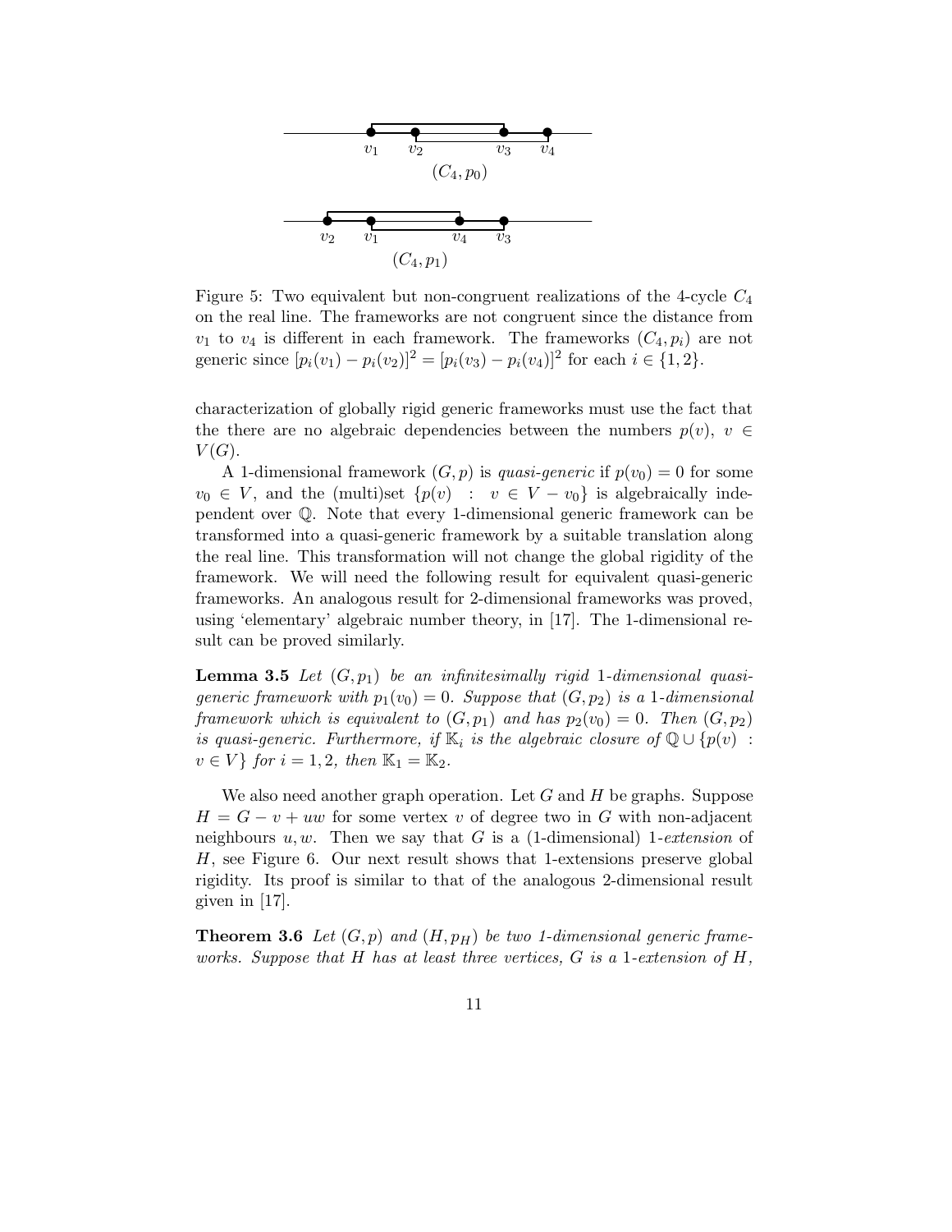$v_1$ $v_2$ $v_3$ $v_4$

$(C_4, p_0)$

$v_2$ $v_1$ $v_4$ $v_3$

$(C_4, p_1)$

Figure 5: Two equivalent but non-congruent realizations of the 4-cycle $C_4$ on the real line. The frameworks are not congruent since the distance from $v_1$ to $v_4$ is different in each framework. The frameworks $(C_4, p_i)$ are not generic since $[p_i(v_1) - p_i(v_2)]^2 = [p_i(v_3) - p_i(v_4)]^2$ for each $i \in \{1, 2\}$.

characterization of globally rigid generic frameworks must use the fact that the there are no algebraic dependencies between the numbers $p(v)$, $v \in V(G)$.

A 1-dimensional framework $(G, p)$ is *quasi-generic* if $p(v_0) = 0$ for some $v_0 \in V$, and the (multi)set $\{p(v) : v \in V - v_0\}$ is algebraically independent over $\mathbb{Q}$. Note that every 1-dimensional generic framework can be transformed into a quasi-generic framework by a suitable translation along the real line. This transformation will not change the global rigidity of the framework. We will need the following result for equivalent quasi-generic frameworks. An analogous result for 2-dimensional frameworks was proved, using 'elementary' algebraic number theory, in [17]. The 1-dimensional result can be proved similarly.

**Lemma 3.5** *Let $(G, p_1)$ be an infinitesimally rigid 1-dimensional quasi-generic framework with $p_1(v_0) = 0$. Suppose that $(G, p_2)$ is a 1-dimensional framework which is equivalent to $(G, p_1)$ and has $p_2(v_0) = 0$. Then $(G, p_2)$ is quasi-generic. Furthermore, if $\mathbb{K}_i$ is the algebraic closure of $\mathbb{Q} \cup \{p(v) : v \in V\}$ for $i = 1, 2$, then $\mathbb{K}_1 = \mathbb{K}_2$.*

We also need another graph operation. Let $G$ and $H$ be graphs. Suppose $H = G - v + uw$ for some vertex $v$ of degree two in $G$ with non-adjacent neighbours $u, w$. Then we say that $G$ is a (1-dimensional) 1-*extension* of $H$, see Figure 6. Our next result shows that 1-extensions preserve global rigidity. Its proof is similar to that of the analogous 2-dimensional result given in [17].

**Theorem 3.6** *Let $(G, p)$ and $(H, p_H)$ be two 1-dimensional generic frameworks. Suppose that $H$ has at least three vertices, $G$ is a 1-extension of $H$,*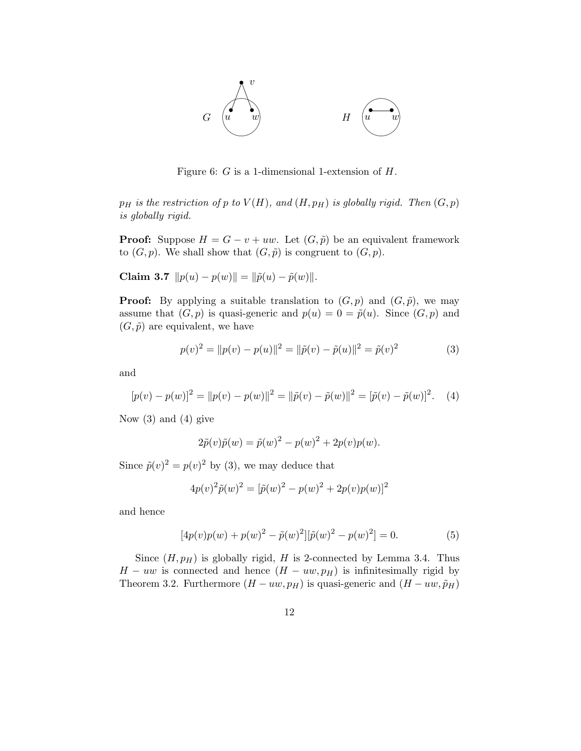Figure 6: $G$ is a 1-dimensional 1-extension of $H$.

*$p_H$ is the restriction of $p$ to $V(H)$, and $(H, p_H)$ is globally rigid. Then $(G, p)$ is globally rigid.*

**Proof:** Suppose $H = G - v + uw$. Let $(G, \tilde{p})$ be an equivalent framework to $(G, p)$. We shall show that $(G, \tilde{p})$ is congruent to $(G, p)$.

**Claim 3.7** $\|p(u) - p(w)\| = \|\tilde{p}(u) - \tilde{p}(w)\|$.

**Proof:** By applying a suitable translation to $(G, p)$ and $(G, \tilde{p})$, we may assume that $(G, p)$ is quasi-generic and $p(u) = 0 = \tilde{p}(u)$. Since $(G, p)$ and $(G, \tilde{p})$ are equivalent, we have

$$p(v)^2 = \|p(v) - p(u)\|^2 = \|\tilde{p}(v) - \tilde{p}(u)\|^2 = \tilde{p}(v)^2 \tag{3}$$

and

$$[p(v) - p(w)]^2 = \|p(v) - p(w)\|^2 = \|\tilde{p}(v) - \tilde{p}(w)\|^2 = [\tilde{p}(v) - \tilde{p}(w)]^2. \tag{4}$$

Now (3) and (4) give

$$2\tilde{p}(v)\tilde{p}(w) = \tilde{p}(w)^2 - p(w)^2 + 2p(v)p(w).$$

Since $\tilde{p}(v)^2 = p(v)^2$ by (3), we may deduce that

$$4p(v)^2\tilde{p}(w)^2 = [\tilde{p}(w)^2 - p(w)^2 + 2p(v)p(w)]^2$$

and hence

$$[4p(v)p(w) + p(w)^2 - \tilde{p}(w)^2][\tilde{p}(w)^2 - p(w)^2] = 0. \tag{5}$$

Since $(H, p_H)$ is globally rigid, $H$ is 2-connected by Lemma 3.4. Thus $H - uw$ is connected and hence $(H - uw, p_H)$ is infinitesimally rigid by Theorem 3.2. Furthermore $(H - uw, p_H)$ is quasi-generic and $(H - uw, \tilde{p}_H)$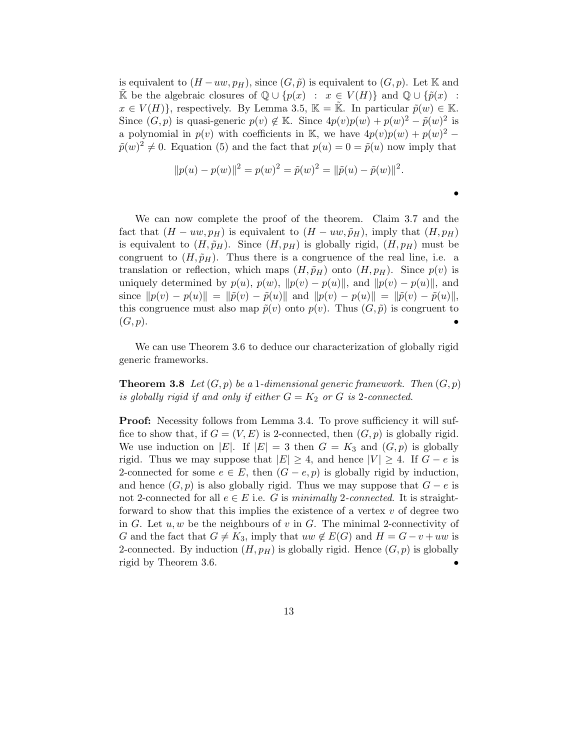is equivalent to $(H - uw, p_H)$, since $(G, \tilde{p})$ is equivalent to $(G, p)$. Let $\mathbb{K}$ and $\tilde{\mathbb{K}}$ be the algebraic closures of $\mathbb{Q} \cup \{p(x) : x \in V(H)\}$ and $\mathbb{Q} \cup \{\tilde{p}(x) : x \in V(H)\}$, respectively. By Lemma 3.5, $\mathbb{K} = \tilde{\mathbb{K}}$. In particular $\tilde{p}(w) \in \mathbb{K}$. Since $(G, p)$ is quasi-generic $p(v) \notin \mathbb{K}$. Since $4p(v)p(w) + p(w)^2 - \tilde{p}(w)^2$ is a polynomial in $p(v)$ with coefficients in $\mathbb{K}$, we have $4p(v)p(w) + p(w)^2 - \tilde{p}(w)^2 \neq 0$. Equation (5) and the fact that $p(u) = 0 = \tilde{p}(u)$ now imply that

$$\|p(u) - p(w)\|^2 = p(w)^2 = \tilde{p}(w)^2 = \|\tilde{p}(u) - \tilde{p}(w)\|^2.$$

•

We can now complete the proof of the theorem. Claim 3.7 and the fact that $(H - uw, p_H)$ is equivalent to $(H - uw, \tilde{p}_H)$, imply that $(H, p_H)$ is equivalent to $(H, \tilde{p}_H)$. Since $(H, p_H)$ is globally rigid, $(H, p_H)$ must be congruent to $(H, \tilde{p}_H)$. Thus there is a congruence of the real line, i.e. a translation or reflection, which maps $(H, \tilde{p}_H)$ onto $(H, p_H)$. Since $p(v)$ is uniquely determined by $p(u)$, $p(w)$, $\|p(v) - p(u)\|$, and $\|p(v) - p(u)\|$, and since $\|p(v) - p(u)\| = \|\tilde{p}(v) - \tilde{p}(u)\|$ and $\|p(v) - p(u)\| = \|\tilde{p}(v) - \tilde{p}(u)\|$, this congruence must also map $\tilde{p}(v)$ onto $p(v)$. Thus $(G, \tilde{p})$ is congruent to $(G, p)$. •

We can use Theorem 3.6 to deduce our characterization of globally rigid generic frameworks.

**Theorem 3.8** *Let $(G, p)$ be a 1-dimensional generic framework. Then $(G, p)$ is globally rigid if and only if either $G = K_2$ or $G$ is 2-connected.*

**Proof:** Necessity follows from Lemma 3.4. To prove sufficiency it will suffice to show that, if $G = (V, E)$ is 2-connected, then $(G, p)$ is globally rigid. We use induction on $|E|$. If $|E| = 3$ then $G = K_3$ and $(G, p)$ is globally rigid. Thus we may suppose that $|E| \geq 4$, and hence $|V| \geq 4$. If $G - e$ is 2-connected for some $e \in E$, then $(G - e, p)$ is globally rigid by induction, and hence $(G, p)$ is also globally rigid. Thus we may suppose that $G - e$ is not 2-connected for all $e \in E$ i.e. $G$ is *minimally 2-connected*. It is straightforward to show that this implies the existence of a vertex $v$ of degree two in $G$. Let $u, w$ be the neighbours of $v$ in $G$. The minimal 2-connectivity of $G$ and the fact that $G \neq K_3$, imply that $uw \notin E(G)$ and $H = G - v + uw$ is 2-connected. By induction $(H, p_H)$ is globally rigid. Hence $(G, p)$ is globally rigid by Theorem 3.6. •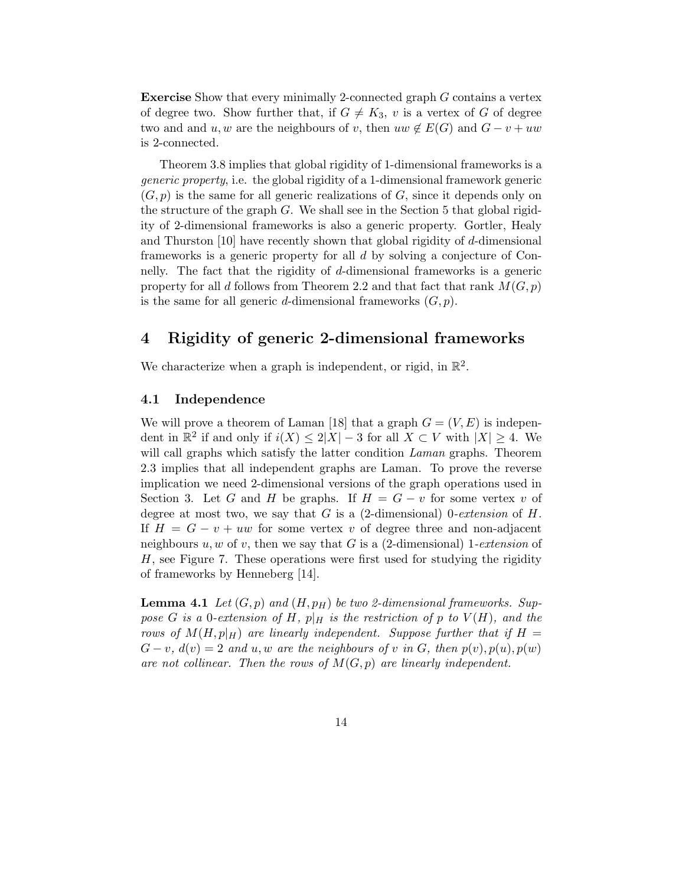**Exercise** Show that every minimally 2-connected graph $G$ contains a vertex of degree two. Show further that, if $G \neq K_3$, $v$ is a vertex of $G$ of degree two and and $u, w$ are the neighbours of $v$, then $uw \notin E(G)$ and $G - v + uw$ is 2-connected.

Theorem 3.8 implies that global rigidity of 1-dimensional frameworks is a *generic property*, i.e. the global rigidity of a 1-dimensional framework generic $(G, p)$ is the same for all generic realizations of $G$, since it depends only on the structure of the graph $G$. We shall see in the Section 5 that global rigidity of 2-dimensional frameworks is also a generic property. Gortler, Healy and Thurston [10] have recently shown that global rigidity of $d$-dimensional frameworks is a generic property for all $d$ by solving a conjecture of Connelly. The fact that the rigidity of $d$-dimensional frameworks is a generic property for all $d$ follows from Theorem 2.2 and that fact that rank $M(G, p)$ is the same for all generic $d$-dimensional frameworks $(G, p)$.

# 4 Rigidity of generic 2-dimensional frameworks

We characterize when a graph is independent, or rigid, in $\mathbb{R}^2$.

## 4.1 Independence

We will prove a theorem of Laman [18] that a graph $G = (V, E)$ is independent in $\mathbb{R}^2$ if and only if $i(X) \leq 2|X| - 3$ for all $X \subset V$ with $|X| \geq 4$. We will call graphs which satisfy the latter condition *Laman* graphs. Theorem 2.3 implies that all independent graphs are Laman. To prove the reverse implication we need 2-dimensional versions of the graph operations used in Section 3. Let $G$ and $H$ be graphs. If $H = G - v$ for some vertex $v$ of degree at most two, we say that $G$ is a (2-dimensional) 0-*extension* of $H$. If $H = G - v + uw$ for some vertex $v$ of degree three and non-adjacent neighbours $u, w$ of $v$, then we say that $G$ is a (2-dimensional) 1-*extension* of $H$, see Figure 7. These operations were first used for studying the rigidity of frameworks by Henneberg [14].

**Lemma 4.1** *Let $(G, p)$ and $(H, p_H)$ be two 2-dimensional frameworks. Suppose $G$ is a 0-extension of $H$, $p|_H$ is the restriction of $p$ to $V(H)$, and the rows of $M(H, p|_H)$ are linearly independent. Suppose further that if $H = G - v$, $d(v) = 2$ and $u, w$ are the neighbours of $v$ in $G$, then $p(v), p(u), p(w)$ are not collinear. Then the rows of $M(G, p)$ are linearly independent.*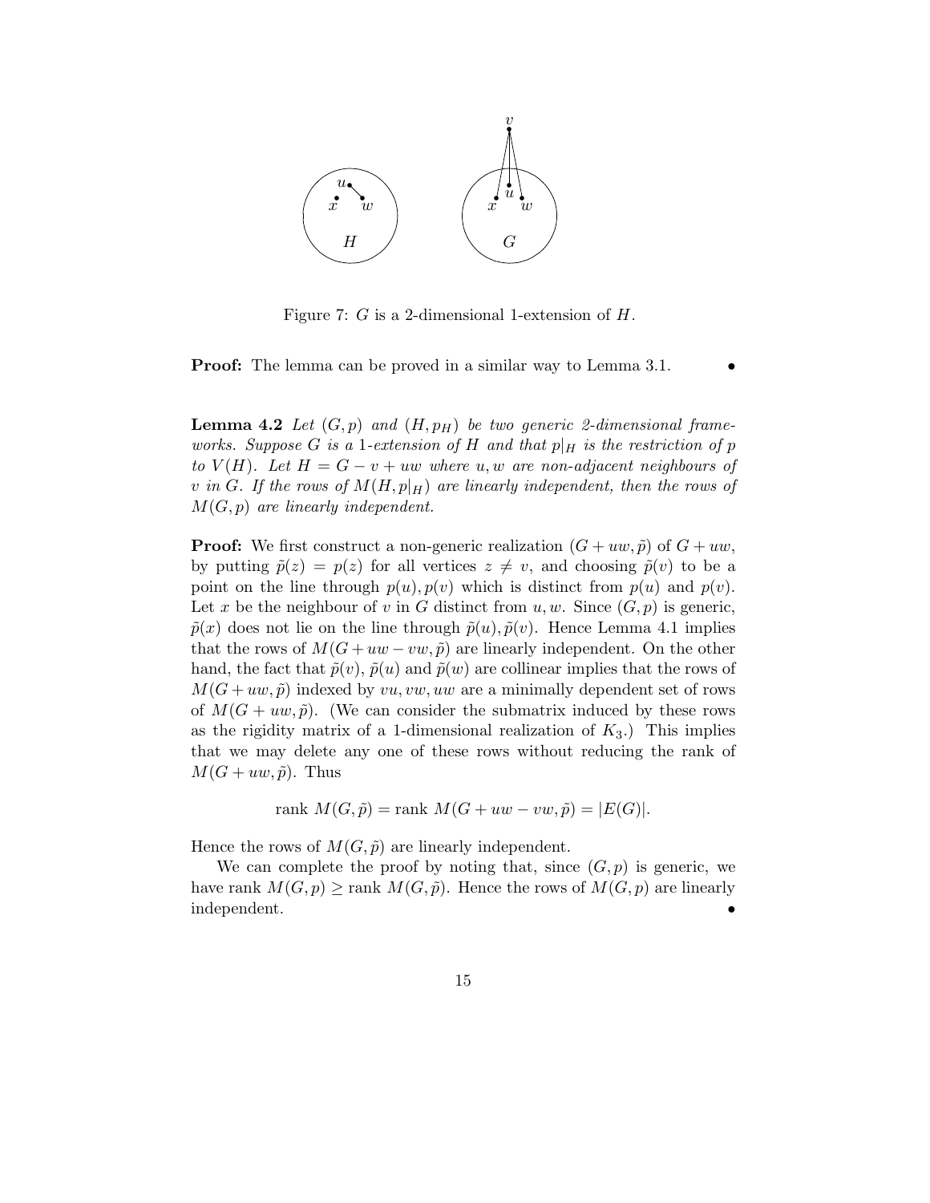Figure 7: $G$ is a 2-dimensional 1-extension of $H$.

**Proof:** The lemma can be proved in a similar way to Lemma 3.1. $\bullet$

**Lemma 4.2** *Let $(G, p)$ and $(H, p_H)$ be two generic 2-dimensional frameworks. Suppose $G$ is a 1-extension of $H$ and that $p|_H$ is the restriction of $p$ to $V(H)$. Let $H = G - v + uw$ where $u, w$ are non-adjacent neighbours of $v$ in $G$. If the rows of $M(H, p|_H)$ are linearly independent, then the rows of $M(G, p)$ are linearly independent.*

**Proof:** We first construct a non-generic realization $(G + uw, \tilde{p})$ of $G + uw$, by putting $\tilde{p}(z) = p(z)$ for all vertices $z \neq v$, and choosing $\tilde{p}(v)$ to be a point on the line through $p(u), p(v)$ which is distinct from $p(u)$ and $p(v)$. Let $x$ be the neighbour of $v$ in $G$ distinct from $u, w$. Since $(G, p)$ is generic, $\tilde{p}(x)$ does not lie on the line through $\tilde{p}(u), \tilde{p}(v)$. Hence Lemma 4.1 implies that the rows of $M(G + uw - vw, \tilde{p})$ are linearly independent. On the other hand, the fact that $\tilde{p}(v)$, $\tilde{p}(u)$ and $\tilde{p}(w)$ are collinear implies that the rows of $M(G + uw, \tilde{p})$ indexed by $vu, vw, uw$ are a minimally dependent set of rows of $M(G + uw, \tilde{p})$. (We can consider the submatrix induced by these rows as the rigidity matrix of a 1-dimensional realization of $K_3$.) This implies that we may delete any one of these rows without reducing the rank of $M(G + uw, \tilde{p})$. Thus

$$\text{rank } M(G, \tilde{p}) = \text{rank } M(G + uw - vw, \tilde{p}) = |E(G)|.$$

Hence the rows of $M(G, \tilde{p})$ are linearly independent.

We can complete the proof by noting that, since $(G, p)$ is generic, we have rank $M(G, p) \geq$ rank $M(G, \tilde{p})$. Hence the rows of $M(G, p)$ are linearly independent. $\bullet$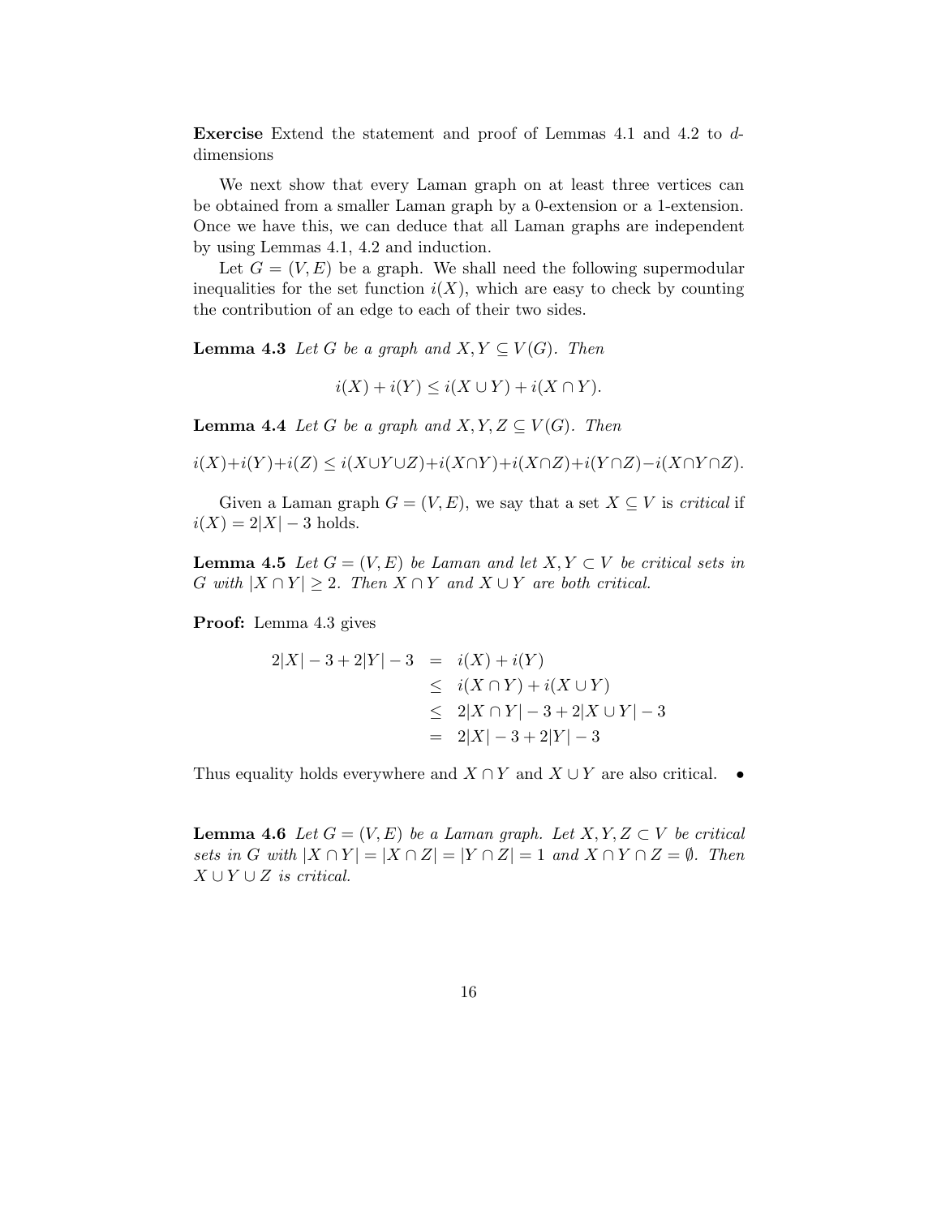**Exercise** Extend the statement and proof of Lemmas 4.1 and 4.2 to $d$-dimensions

We next show that every Laman graph on at least three vertices can be obtained from a smaller Laman graph by a 0-extension or a 1-extension. Once we have this, we can deduce that all Laman graphs are independent by using Lemmas 4.1, 4.2 and induction.

Let $G = (V, E)$ be a graph. We shall need the following supermodular inequalities for the set function $i(X)$, which are easy to check by counting the contribution of an edge to each of their two sides.

**Lemma 4.3** *Let $G$ be a graph and $X, Y \subseteq V(G)$. Then*

$$i(X) + i(Y) \leq i(X \cup Y) + i(X \cap Y).$$

**Lemma 4.4** *Let $G$ be a graph and $X, Y, Z \subseteq V(G)$. Then*

$$i(X)+i(Y)+i(Z) \leq i(X\cup Y\cup Z)+i(X\cap Y)+i(X\cap Z)+i(Y\cap Z)-i(X\cap Y\cap Z).$$

Given a Laman graph $G = (V, E)$, we say that a set $X \subseteq V$ is *critical* if $i(X) = 2|X| - 3$ holds.

**Lemma 4.5** *Let $G = (V, E)$ be Laman and let $X, Y \subset V$ be critical sets in $G$ with $|X \cap Y| \geq 2$. Then $X \cap Y$ and $X \cup Y$ are both critical.*

**Proof:** Lemma 4.3 gives

$$\begin{aligned}
2|X| - 3 + 2|Y| - 3 &= i(X) + i(Y) \\
&\leq i(X \cap Y) + i(X \cup Y) \\
&\leq 2|X \cap Y| - 3 + 2|X \cup Y| - 3 \\
&= 2|X| - 3 + 2|Y| - 3
\end{aligned}$$

Thus equality holds everywhere and $X \cap Y$ and $X \cup Y$ are also critical. •

**Lemma 4.6** *Let $G = (V, E)$ be a Laman graph. Let $X, Y, Z \subset V$ be critical sets in $G$ with $|X \cap Y| = |X \cap Z| = |Y \cap Z| = 1$ and $X \cap Y \cap Z = \emptyset$. Then $X \cup Y \cup Z$ is critical.*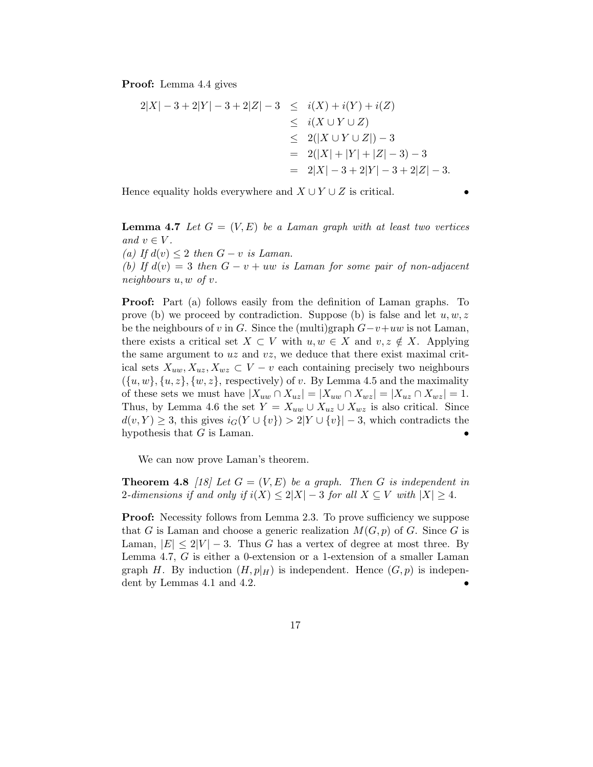**Proof:** Lemma 4.4 gives

$$\begin{aligned}
2|X| - 3 + 2|Y| - 3 + 2|Z| - 3 &\leq i(X) + i(Y) + i(Z) \\
&\leq i(X \cup Y \cup Z) \\
&\leq 2(|X \cup Y \cup Z|) - 3 \\
&= 2(|X| + |Y| + |Z| - 3) - 3 \\
&= 2|X| - 3 + 2|Y| - 3 + 2|Z| - 3.
\end{aligned}$$

Hence equality holds everywhere and $X \cup Y \cup Z$ is critical. •

**Lemma 4.7** *Let $G = (V, E)$ be a Laman graph with at least two vertices and $v \in V$.*
*(a) If $d(v) \leq 2$ then $G - v$ is Laman.*
*(b) If $d(v) = 3$ then $G - v + uw$ is Laman for some pair of non-adjacent neighbours $u, w$ of $v$.*

**Proof:** Part (a) follows easily from the definition of Laman graphs. To prove (b) we proceed by contradiction. Suppose (b) is false and let $u, w, z$ be the neighbours of $v$ in $G$. Since the (multi)graph $G - v + uw$ is not Laman, there exists a critical set $X \subset V$ with $u, w \in X$ and $v, z \notin X$. Applying the same argument to $uz$ and $vz$, we deduce that there exist maximal critical sets $X_{uw}, X_{uz}, X_{wz} \subset V - v$ each containing precisely two neighbours ($\{u, w\}, \{u, z\}, \{w, z\}$, respectively) of $v$. By Lemma 4.5 and the maximality of these sets we must have $|X_{uw} \cap X_{uz}| = |X_{uw} \cap X_{wz}| = |X_{uz} \cap X_{wz}| = 1$. Thus, by Lemma 4.6 the set $Y = X_{uw} \cup X_{uz} \cup X_{wz}$ is also critical. Since $d(v, Y) \geq 3$, this gives $i_G(Y \cup \{v\}) > 2|Y \cup \{v\}| - 3$, which contradicts the hypothesis that $G$ is Laman. •

We can now prove Laman's theorem.

**Theorem 4.8** *[18] Let $G = (V, E)$ be a graph. Then $G$ is independent in 2-dimensions if and only if $i(X) \leq 2|X| - 3$ for all $X \subseteq V$ with $|X| \geq 4$.*

**Proof:** Necessity follows from Lemma 2.3. To prove sufficiency we suppose that $G$ is Laman and choose a generic realization $M(G, p)$ of $G$. Since $G$ is Laman, $|E| \leq 2|V| - 3$. Thus $G$ has a vertex of degree at most three. By Lemma 4.7, $G$ is either a 0-extension or a 1-extension of a smaller Laman graph $H$. By induction $(H, p|_H)$ is independent. Hence $(G, p)$ is independent by Lemmas 4.1 and 4.2. •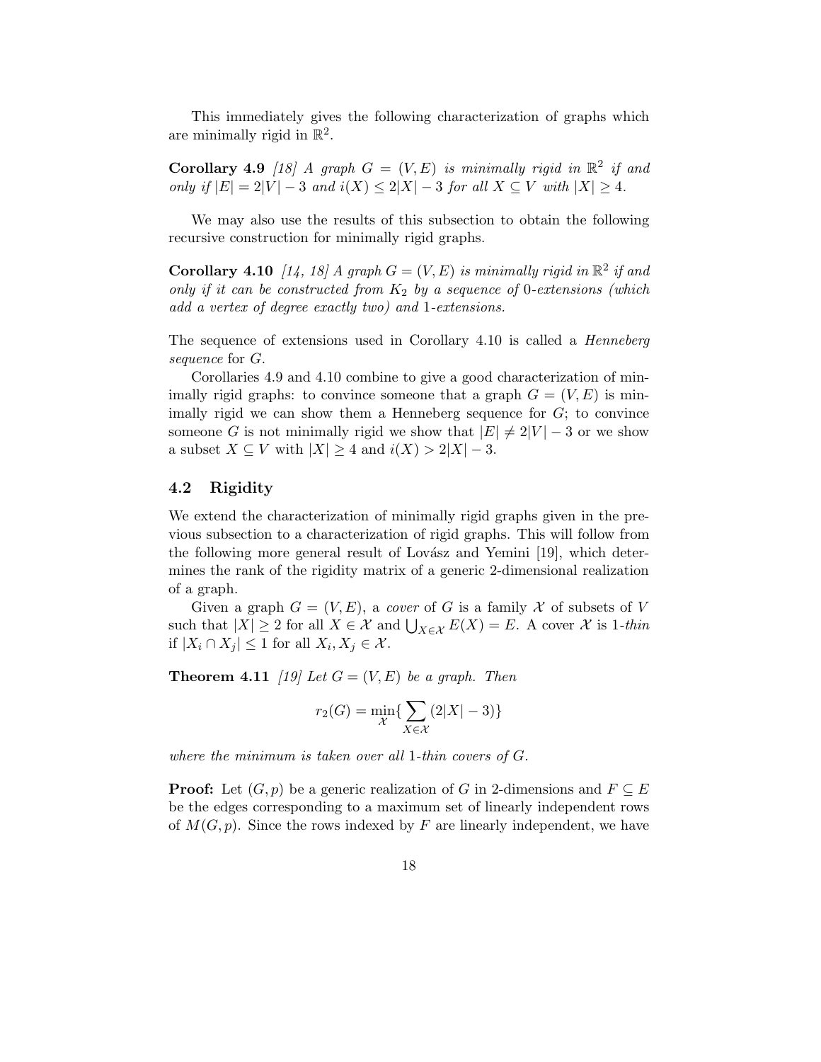This immediately gives the following characterization of graphs which are minimally rigid in $\mathbb{R}^2$.

**Corollary 4.9** *[18] A graph $G = (V, E)$ is minimally rigid in $\mathbb{R}^2$ if and only if $|E| = 2|V| - 3$ and $i(X) \leq 2|X| - 3$ for all $X \subseteq V$ with $|X| \geq 4$.*

We may also use the results of this subsection to obtain the following recursive construction for minimally rigid graphs.

**Corollary 4.10** *[14, 18] A graph $G = (V, E)$ is minimally rigid in $\mathbb{R}^2$ if and only if it can be constructed from $K_2$ by a sequence of 0-extensions (which add a vertex of degree exactly two) and 1-extensions.*

The sequence of extensions used in Corollary 4.10 is called a *Henneberg sequence* for $G$.

Corollaries 4.9 and 4.10 combine to give a good characterization of minimally rigid graphs: to convince someone that a graph $G = (V, E)$ is minimally rigid we can show them a Henneberg sequence for $G$; to convince someone $G$ is not minimally rigid we show that $|E| \neq 2|V| - 3$ or we show a subset $X \subseteq V$ with $|X| \geq 4$ and $i(X) > 2|X| - 3$.

## 4.2 Rigidity

We extend the characterization of minimally rigid graphs given in the previous subsection to a characterization of rigid graphs. This will follow from the following more general result of Lovász and Yemini [19], which determines the rank of the rigidity matrix of a generic 2-dimensional realization of a graph.

Given a graph $G = (V, E)$, a *cover* of $G$ is a family $\mathcal{X}$ of subsets of $V$ such that $|X| \geq 2$ for all $X \in \mathcal{X}$ and $\bigcup_{X \in \mathcal{X}} E(X) = E$. A cover $\mathcal{X}$ is 1-*thin* if $|X_i \cap X_j| \leq 1$ for all $X_i, X_j \in \mathcal{X}$.

**Theorem 4.11** *[19] Let $G = (V, E)$ be a graph. Then*

$$r_2(G) = \min_{\mathcal{X}} \{ \sum_{X \in \mathcal{X}} (2|X| - 3) \}$$

*where the minimum is taken over all 1-thin covers of $G$.*

**Proof:** Let $(G, p)$ be a generic realization of $G$ in 2-dimensions and $F \subseteq E$ be the edges corresponding to a maximum set of linearly independent rows of $M(G, p)$. Since the rows indexed by $F$ are linearly independent, we have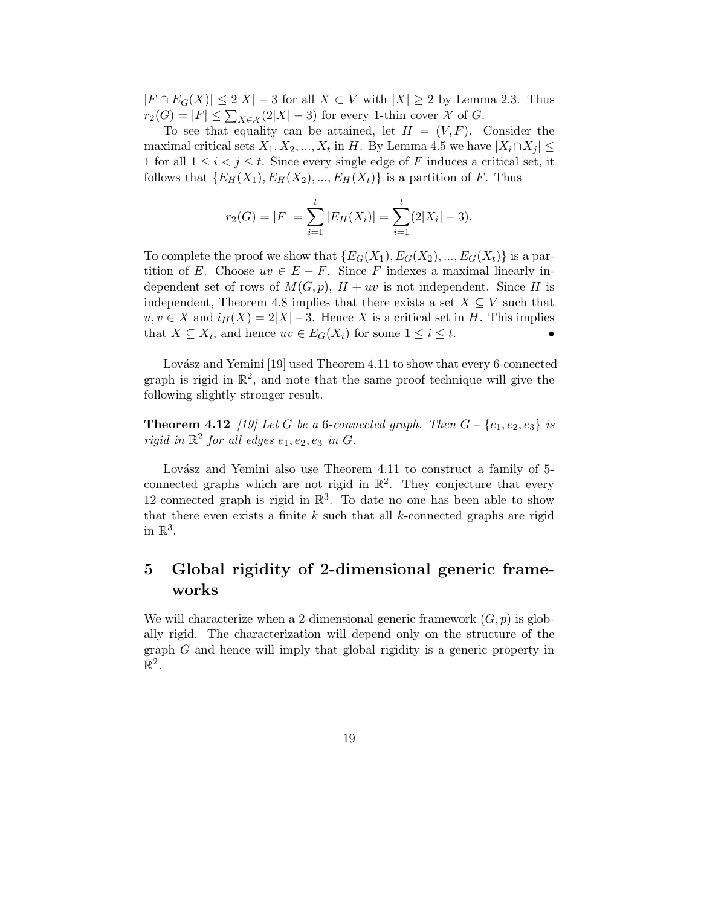$|F \cap E_G(X)| \leq 2|X| - 3$ for all $X \subset V$ with $|X| \geq 2$ by Lemma 2.3. Thus $r_2(G) = |F| \leq \sum_{X \in \mathcal{X}}(2|X| - 3)$ for every 1-thin cover $\mathcal{X}$ of $G$.

To see that equality can be attained, let $H = (V, F)$. Consider the maximal critical sets $X_1, X_2, ..., X_t$ in $H$. By Lemma 4.5 we have $|X_i \cap X_j| \leq 1$ for all $1 \leq i < j \leq t$. Since every single edge of $F$ induces a critical set, it follows that $\{E_H(X_1), E_H(X_2), ..., E_H(X_t)\}$ is a partition of $F$. Thus

$$r_2(G) = |F| = \sum_{i=1}^{t} |E_H(X_i)| = \sum_{i=1}^{t} (2|X_i| - 3).$$

To complete the proof we show that $\{E_G(X_1), E_G(X_2), ..., E_G(X_t)\}$ is a partition of $E$. Choose $uv \in E - F$. Since $F$ indexes a maximal linearly independent set of rows of $M(G, p)$, $H + uv$ is not independent. Since $H$ is independent, Theorem 4.8 implies that there exists a set $X \subseteq V$ such that $u, v \in X$ and $i_H(X) = 2|X| - 3$. Hence $X$ is a critical set in $H$. This implies that $X \subseteq X_i$, and hence $uv \in E_G(X_i)$ for some $1 \leq i \leq t$. •

Lovász and Yemini [19] used Theorem 4.11 to show that every 6-connected graph is rigid in $\mathbb{R}^2$, and note that the same proof technique will give the following slightly stronger result.

**Theorem 4.12** *[19] Let $G$ be a 6-connected graph. Then $G - \{e_1, e_2, e_3\}$ is rigid in $\mathbb{R}^2$ for all edges $e_1, e_2, e_3$ in $G$.*

Lovász and Yemini also use Theorem 4.11 to construct a family of 5-connected graphs which are not rigid in $\mathbb{R}^2$. They conjecture that every 12-connected graph is rigid in $\mathbb{R}^3$. To date no one has been able to show that there even exists a finite $k$ such that all $k$-connected graphs are rigid in $\mathbb{R}^3$.

# 5 Global rigidity of 2-dimensional generic frameworks

We will characterize when a 2-dimensional generic framework $(G, p)$ is globally rigid. The characterization will depend only on the structure of the graph $G$ and hence will imply that global rigidity is a generic property in $\mathbb{R}^2$.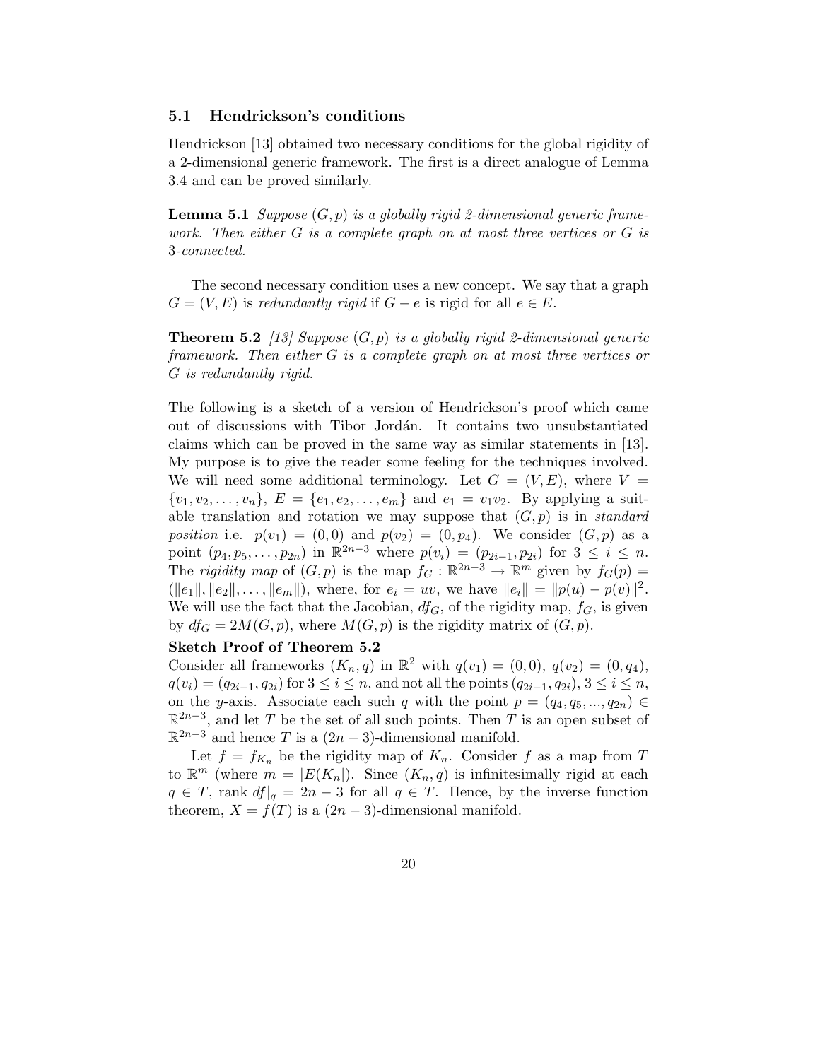### 5.1 Hendrickson's conditions

Hendrickson [13] obtained two necessary conditions for the global rigidity of a 2-dimensional generic framework. The first is a direct analogue of Lemma 3.4 and can be proved similarly.

**Lemma 5.1** *Suppose $(G,p)$ is a globally rigid 2-dimensional generic framework. Then either $G$ is a complete graph on at most three vertices or $G$ is 3-connected.*

The second necessary condition uses a new concept. We say that a graph $G = (V,E)$ is *redundantly rigid* if $G - e$ is rigid for all $e \in E$.

**Theorem 5.2** *[13] Suppose $(G,p)$ is a globally rigid 2-dimensional generic framework. Then either $G$ is a complete graph on at most three vertices or $G$ is redundantly rigid.*

The following is a sketch of a version of Hendrickson's proof which came out of discussions with Tibor Jordán. It contains two unsubstantiated claims which can be proved in the same way as similar statements in [13]. My purpose is to give the reader some feeling for the techniques involved. We will need some additional terminology. Let $G = (V,E)$, where $V = \{v_1, v_2, \ldots, v_n\}$, $E = \{e_1, e_2, \ldots, e_m\}$ and $e_1 = v_1v_2$. By applying a suitable translation and rotation we may suppose that $(G,p)$ is in *standard position* i.e. $p(v_1) = (0,0)$ and $p(v_2) = (0,p_4)$. We consider $(G,p)$ as a point $(p_4, p_5, \ldots, p_{2n})$ in $\mathbb{R}^{2n-3}$ where $p(v_i) = (p_{2i-1}, p_{2i})$ for $3 \leq i \leq n$. The *rigidity map* of $(G,p)$ is the map $f_G : \mathbb{R}^{2n-3} \to \mathbb{R}^m$ given by $f_G(p) = (\|e_1\|, \|e_2\|, \ldots, \|e_m\|)$, where, for $e_i = uv$, we have $\|e_i\| = \|p(u) - p(v)\|^2$. We will use the fact that the Jacobian, $df_G$, of the rigidity map, $f_G$, is given by $df_G = 2M(G,p)$, where $M(G,p)$ is the rigidity matrix of $(G,p)$.

**Sketch Proof of Theorem 5.2**

Consider all frameworks $(K_n, q)$ in $\mathbb{R}^2$ with $q(v_1) = (0,0)$, $q(v_2) = (0, q_4)$, $q(v_i) = (q_{2i-1}, q_{2i})$ for $3 \leq i \leq n$, and not all the points $(q_{2i-1}, q_{2i})$, $3 \leq i \leq n$, on the $y$-axis. Associate each such $q$ with the point $p = (q_4, q_5, ..., q_{2n}) \in \mathbb{R}^{2n-3}$, and let $T$ be the set of all such points. Then $T$ is an open subset of $\mathbb{R}^{2n-3}$ and hence $T$ is a $(2n-3)$-dimensional manifold.

Let $f = f_{K_n}$ be the rigidity map of $K_n$. Consider $f$ as a map from $T$ to $\mathbb{R}^m$ (where $m = |E(K_n|)$. Since $(K_n, q)$ is infinitesimally rigid at each $q \in T$, rank $df|_q = 2n - 3$ for all $q \in T$. Hence, by the inverse function theorem, $X = f(T)$ is a $(2n-3)$-dimensional manifold.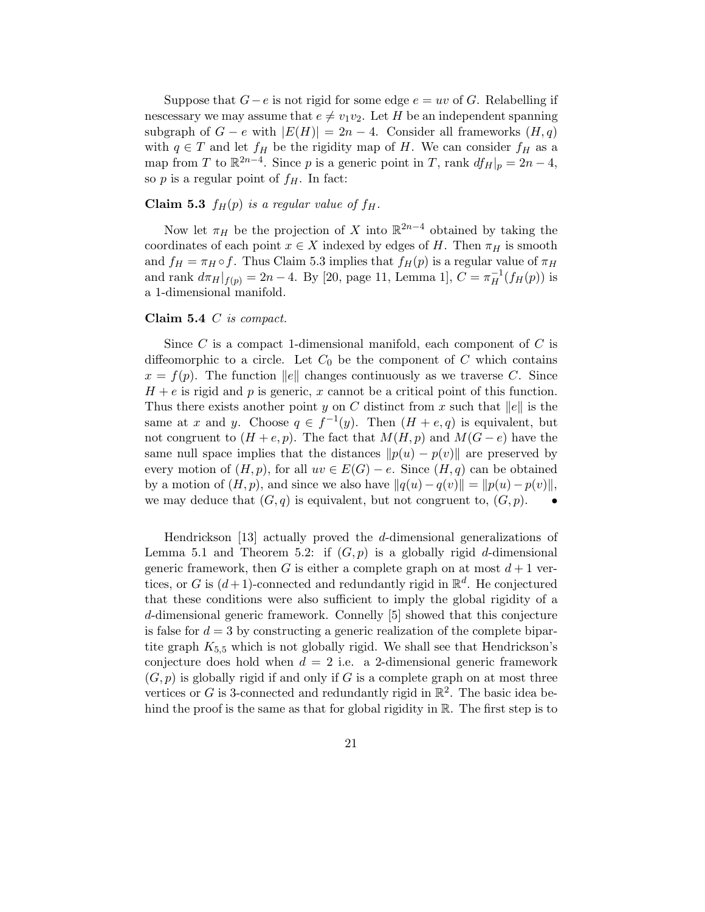Suppose that $G - e$ is not rigid for some edge $e = uv$ of $G$. Relabelling if nescessary we may assume that $e \neq v_1 v_2$. Let $H$ be an independent spanning subgraph of $G - e$ with $|E(H)| = 2n - 4$. Consider all frameworks $(H, q)$ with $q \in T$ and let $f_H$ be the rigidity map of $H$. We can consider $f_H$ as a map from $T$ to $\mathbb{R}^{2n-4}$. Since $p$ is a generic point in $T$, rank $df_H|_p = 2n - 4$, so $p$ is a regular point of $f_H$. In fact:

**Claim 5.3** *$f_H(p)$ is a regular value of $f_H$.*

Now let $\pi_H$ be the projection of $X$ into $\mathbb{R}^{2n-4}$ obtained by taking the coordinates of each point $x \in X$ indexed by edges of $H$. Then $\pi_H$ is smooth and $f_H = \pi_H \circ f$. Thus Claim 5.3 implies that $f_H(p)$ is a regular value of $\pi_H$ and rank $d\pi_H|_{f(p)} = 2n - 4$. By [20, page 11, Lemma 1], $C = \pi_H^{-1}(f_H(p))$ is a 1-dimensional manifold.

**Claim 5.4** *$C$ is compact.*

Since $C$ is a compact 1-dimensional manifold, each component of $C$ is diffeomorphic to a circle. Let $C_0$ be the component of $C$ which contains $x = f(p)$. The function $\|e\|$ changes continuously as we traverse $C$. Since $H + e$ is rigid and $p$ is generic, $x$ cannot be a critical point of this function. Thus there exists another point $y$ on $C$ distinct from $x$ such that $\|e\|$ is the same at $x$ and $y$. Choose $q \in f^{-1}(y)$. Then $(H + e, q)$ is equivalent, but not congruent to $(H + e, p)$. The fact that $M(H, p)$ and $M(G - e)$ have the same null space implies that the distances $\|p(u) - p(v)\|$ are preserved by every motion of $(H, p)$, for all $uv \in E(G) - e$. Since $(H, q)$ can be obtained by a motion of $(H, p)$, and since we also have $\|q(u) - q(v)\| = \|p(u) - p(v)\|$, we may deduce that $(G, q)$ is equivalent, but not congruent to, $(G, p)$. $\bullet$

Hendrickson [13] actually proved the $d$-dimensional generalizations of Lemma 5.1 and Theorem 5.2: if $(G, p)$ is a globally rigid $d$-dimensional generic framework, then $G$ is either a complete graph on at most $d + 1$ vertices, or $G$ is $(d+1)$-connected and redundantly rigid in $\mathbb{R}^d$. He conjectured that these conditions were also sufficient to imply the global rigidity of a $d$-dimensional generic framework. Connelly [5] showed that this conjecture is false for $d = 3$ by constructing a generic realization of the complete bipartite graph $K_{5,5}$ which is not globally rigid. We shall see that Hendrickson's conjecture does hold when $d = 2$ i.e. a 2-dimensional generic framework $(G, p)$ is globally rigid if and only if $G$ is a complete graph on at most three vertices or $G$ is 3-connected and redundantly rigid in $\mathbb{R}^2$. The basic idea behind the proof is the same as that for global rigidity in $\mathbb{R}$. The first step is to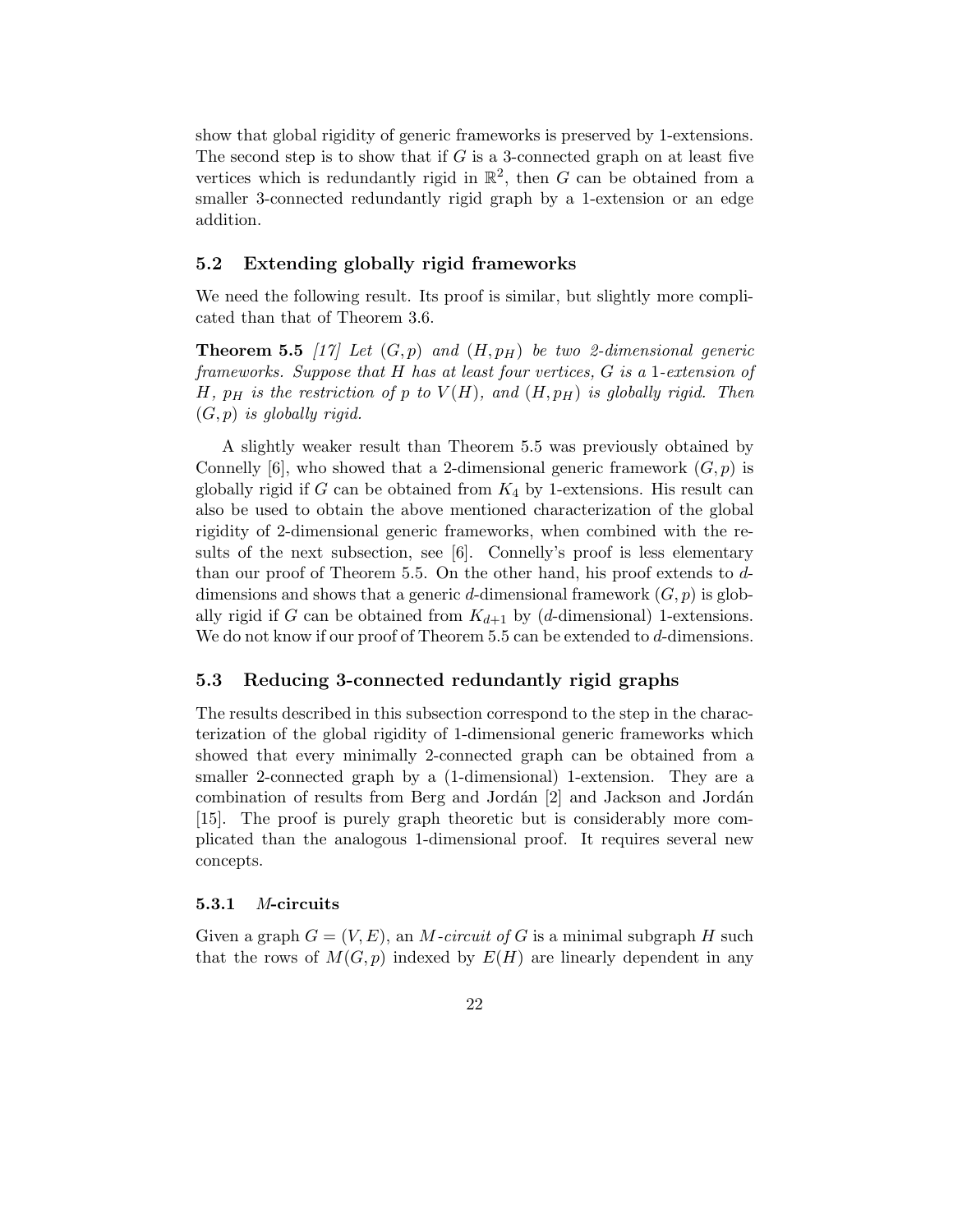show that global rigidity of generic frameworks is preserved by 1-extensions. The second step is to show that if $G$ is a 3-connected graph on at least five vertices which is redundantly rigid in $\mathbb{R}^2$, then $G$ can be obtained from a smaller 3-connected redundantly rigid graph by a 1-extension or an edge addition.

### 5.2 Extending globally rigid frameworks

We need the following result. Its proof is similar, but slightly more complicated than that of Theorem 3.6.

**Theorem 5.5** *[17] Let $(G,p)$ and $(H,p_H)$ be two 2-dimensional generic frameworks. Suppose that $H$ has at least four vertices, $G$ is a 1-extension of $H$, $p_H$ is the restriction of $p$ to $V(H)$, and $(H,p_H)$ is globally rigid. Then $(G,p)$ is globally rigid.*

A slightly weaker result than Theorem 5.5 was previously obtained by Connelly [6], who showed that a 2-dimensional generic framework $(G,p)$ is globally rigid if $G$ can be obtained from $K_4$ by 1-extensions. His result can also be used to obtain the above mentioned characterization of the global rigidity of 2-dimensional generic frameworks, when combined with the results of the next subsection, see [6]. Connelly's proof is less elementary than our proof of Theorem 5.5. On the other hand, his proof extends to $d$-dimensions and shows that a generic $d$-dimensional framework $(G,p)$ is globally rigid if $G$ can be obtained from $K_{d+1}$ by ($d$-dimensional) 1-extensions. We do not know if our proof of Theorem 5.5 can be extended to $d$-dimensions.

### 5.3 Reducing 3-connected redundantly rigid graphs

The results described in this subsection correspond to the step in the characterization of the global rigidity of 1-dimensional generic frameworks which showed that every minimally 2-connected graph can be obtained from a smaller 2-connected graph by a (1-dimensional) 1-extension. They are a combination of results from Berg and Jordán [2] and Jackson and Jordán [15]. The proof is purely graph theoretic but is considerably more complicated than the analogous 1-dimensional proof. It requires several new concepts.

#### 5.3.1 $M$-circuits

Given a graph $G=(V,E)$, an *$M$-circuit of $G$* is a minimal subgraph $H$ such that the rows of $M(G,p)$ indexed by $E(H)$ are linearly dependent in any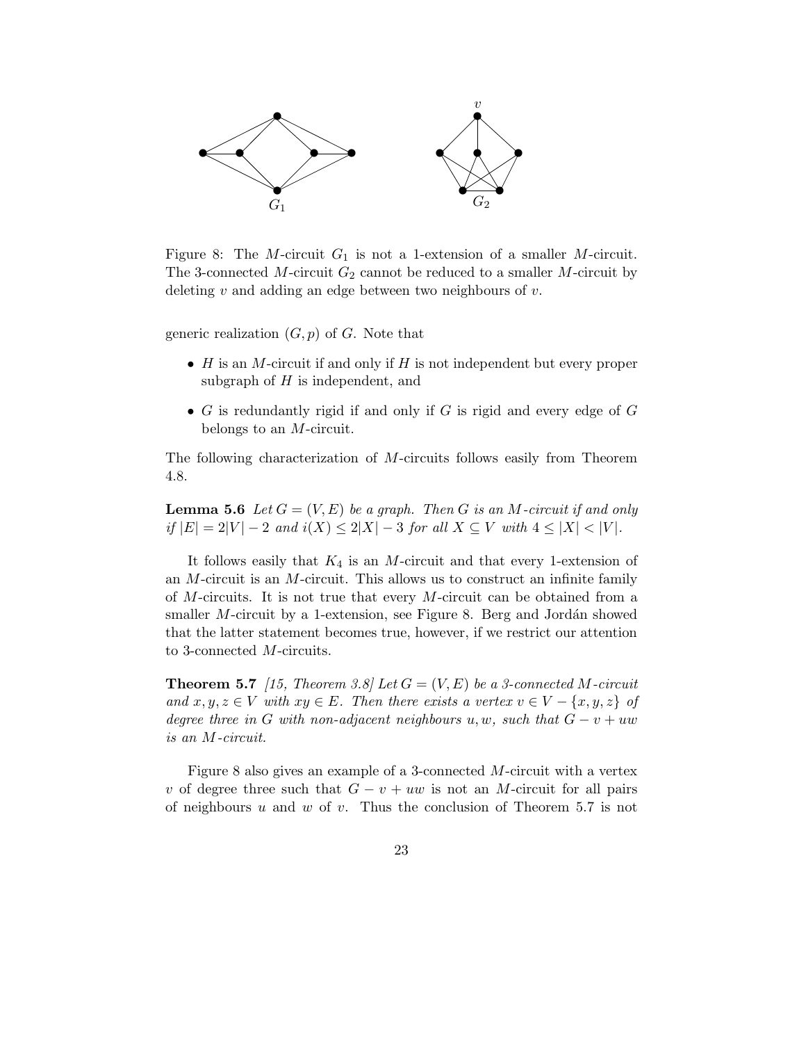$v$

$G_1$ $G_2$

Figure 8: The $M$-circuit $G_1$ is not a 1-extension of a smaller $M$-circuit. The 3-connected $M$-circuit $G_2$ cannot be reduced to a smaller $M$-circuit by deleting $v$ and adding an edge between two neighbours of $v$.

generic realization $(G, p)$ of $G$. Note that

- $H$ is an $M$-circuit if and only if $H$ is not independent but every proper subgraph of $H$ is independent, and
- $G$ is redundantly rigid if and only if $G$ is rigid and every edge of $G$ belongs to an $M$-circuit.

The following characterization of $M$-circuits follows easily from Theorem 4.8.

**Lemma 5.6** *Let $G = (V, E)$ be a graph. Then $G$ is an $M$-circuit if and only if $|E| = 2|V| - 2$ and $i(X) \leq 2|X| - 3$ for all $X \subseteq V$ with $4 \leq |X| < |V|$.*

It follows easily that $K_4$ is an $M$-circuit and that every 1-extension of an $M$-circuit is an $M$-circuit. This allows us to construct an infinite family of $M$-circuits. It is not true that every $M$-circuit can be obtained from a smaller $M$-circuit by a 1-extension, see Figure 8. Berg and Jordán showed that the latter statement becomes true, however, if we restrict our attention to 3-connected $M$-circuits.

**Theorem 5.7** *[15, Theorem 3.8] Let $G = (V, E)$ be a 3-connected $M$-circuit and $x, y, z \in V$ with $xy \in E$. Then there exists a vertex $v \in V - \{x, y, z\}$ of degree three in $G$ with non-adjacent neighbours $u, w$, such that $G - v + uw$ is an $M$-circuit.*

Figure 8 also gives an example of a 3-connected $M$-circuit with a vertex $v$ of degree three such that $G - v + uw$ is not an $M$-circuit for all pairs of neighbours $u$ and $w$ of $v$. Thus the conclusion of Theorem 5.7 is not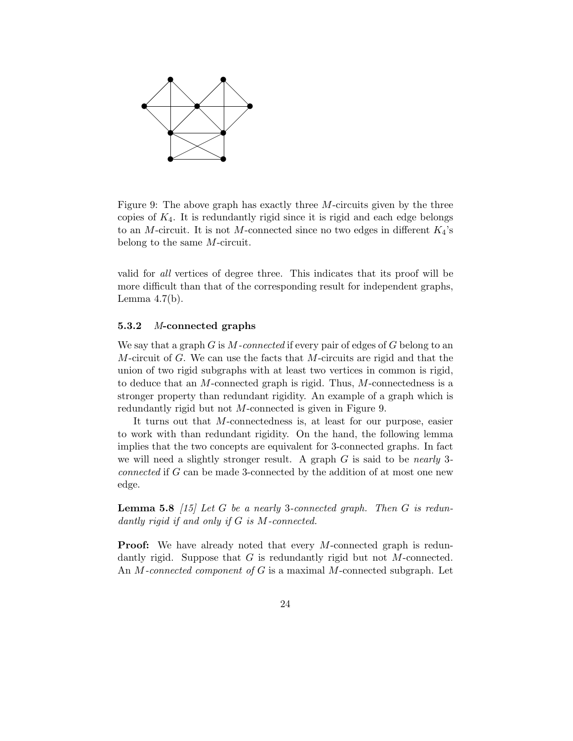Figure 9: The above graph has exactly three $M$-circuits given by the three copies of $K_4$. It is redundantly rigid since it is rigid and each edge belongs to an $M$-circuit. It is not $M$-connected since no two edges in different $K_4$'s belong to the same $M$-circuit.

valid for *all* vertices of degree three. This indicates that its proof will be more difficult than that of the corresponding result for independent graphs, Lemma 4.7(b).

### 5.3.2 $M$-connected graphs

We say that a graph $G$ is *$M$-connected* if every pair of edges of $G$ belong to an $M$-circuit of $G$. We can use the facts that $M$-circuits are rigid and that the union of two rigid subgraphs with at least two vertices in common is rigid, to deduce that an $M$-connected graph is rigid. Thus, $M$-connectedness is a stronger property than redundant rigidity. An example of a graph which is redundantly rigid but not $M$-connected is given in Figure 9.

It turns out that $M$-connectedness is, at least for our purpose, easier to work with than redundant rigidity. On the hand, the following lemma implies that the two concepts are equivalent for 3-connected graphs. In fact we will need a slightly stronger result. A graph $G$ is said to be *nearly* 3-*connected* if $G$ can be made 3-connected by the addition of at most one new edge.

**Lemma 5.8** *[15] Let $G$ be a nearly 3-connected graph. Then $G$ is redundantly rigid if and only if $G$ is $M$-connected.*

**Proof:** We have already noted that every $M$-connected graph is redundantly rigid. Suppose that $G$ is redundantly rigid but not $M$-connected. An *$M$-connected component of* $G$ is a maximal $M$-connected subgraph. Let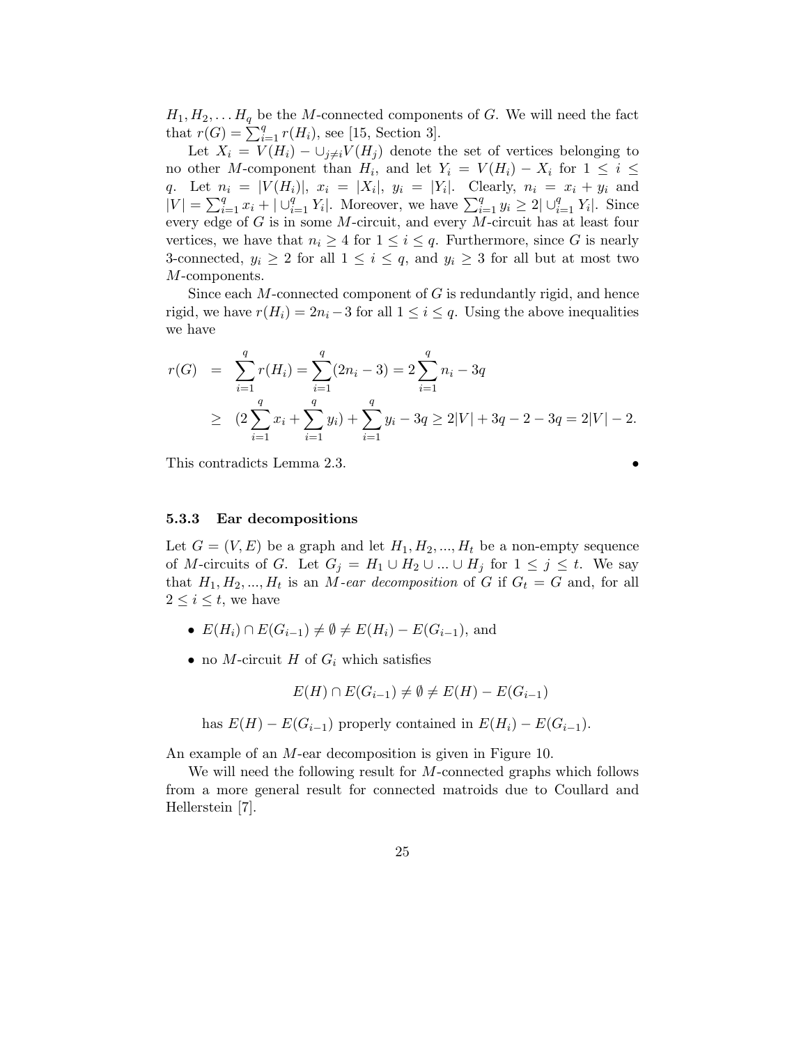$H_1, H_2, \dots H_q$ be the $M$-connected components of $G$. We will need the fact that $r(G) = \sum_{i=1}^{q} r(H_i)$, see [15, Section 3].

Let $X_i = V(H_i) - \cup_{j \neq i} V(H_j)$ denote the set of vertices belonging to no other $M$-component than $H_i$, and let $Y_i = V(H_i) - X_i$ for $1 \leq i \leq q$. Let $n_i = |V(H_i)|$, $x_i = |X_i|$, $y_i = |Y_i|$. Clearly, $n_i = x_i + y_i$ and $|V| = \sum_{i=1}^{q} x_i + |\cup_{i=1}^{q} Y_i|$. Moreover, we have $\sum_{i=1}^{q} y_i \geq 2|\cup_{i=1}^{q} Y_i|$. Since every edge of $G$ is in some $M$-circuit, and every $M$-circuit has at least four vertices, we have that $n_i \geq 4$ for $1 \leq i \leq q$. Furthermore, since $G$ is nearly 3-connected, $y_i \geq 2$ for all $1 \leq i \leq q$, and $y_i \geq 3$ for all but at most two $M$-components.

Since each $M$-connected component of $G$ is redundantly rigid, and hence rigid, we have $r(H_i) = 2n_i - 3$ for all $1 \leq i \leq q$. Using the above inequalities we have

$$
\begin{aligned}
r(G) &= \sum_{i=1}^{q} r(H_i) = \sum_{i=1}^{q} (2n_i - 3) = 2\sum_{i=1}^{q} n_i - 3q \\
&\geq (2\sum_{i=1}^{q} x_i + \sum_{i=1}^{q} y_i) + \sum_{i=1}^{q} y_i - 3q \geq 2|V| + 3q - 2 - 3q = 2|V| - 2.
\end{aligned}
$$

This contradicts Lemma 2.3. •

### 5.3.3 Ear decompositions

Let $G = (V, E)$ be a graph and let $H_1, H_2, ..., H_t$ be a non-empty sequence of $M$-circuits of $G$. Let $G_j = H_1 \cup H_2 \cup ... \cup H_j$ for $1 \leq j \leq t$. We say that $H_1, H_2, ..., H_t$ is an *$M$-ear decomposition* of $G$ if $G_t = G$ and, for all $2 \leq i \leq t$, we have

- $E(H_i) \cap E(G_{i-1}) \neq \emptyset \neq E(H_i) - E(G_{i-1})$, and
- no $M$-circuit $H$ of $G_i$ which satisfies

$$E(H) \cap E(G_{i-1}) \neq \emptyset \neq E(H) - E(G_{i-1})$$

  has $E(H) - E(G_{i-1})$ properly contained in $E(H_i) - E(G_{i-1})$.

An example of an $M$-ear decomposition is given in Figure 10.

We will need the following result for $M$-connected graphs which follows from a more general result for connected matroids due to Coullard and Hellerstein [7].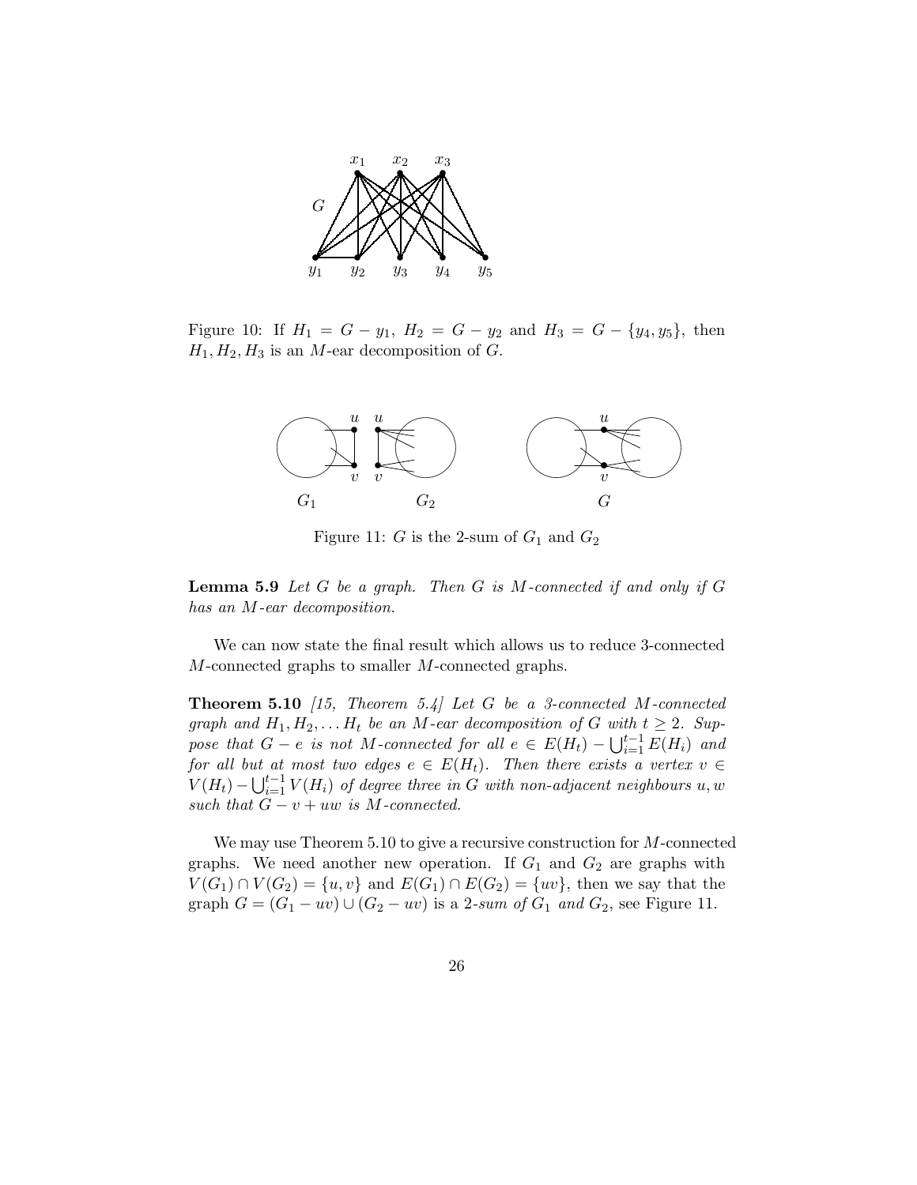Figure 10: If $H_1 = G - y_1$, $H_2 = G - y_2$ and $H_3 = G - \{y_4, y_5\}$, then $H_1, H_2, H_3$ is an $M$-ear decomposition of $G$.

Figure 11: $G$ is the 2-sum of $G_1$ and $G_2$

**Lemma 5.9** *Let $G$ be a graph. Then $G$ is $M$-connected if and only if $G$ has an $M$-ear decomposition.*

We can now state the final result which allows us to reduce 3-connected $M$-connected graphs to smaller $M$-connected graphs.

**Theorem 5.10** *[15, Theorem 5.4] Let $G$ be a 3-connected $M$-connected graph and $H_1, H_2, \ldots H_t$ be an $M$-ear decomposition of $G$ with $t \geq 2$. Suppose that $G - e$ is not $M$-connected for all $e \in E(H_t) - \bigcup_{i=1}^{t-1} E(H_i)$ and for all but at most two edges $e \in E(H_t)$. Then there exists a vertex $v \in V(H_t) - \bigcup_{i=1}^{t-1} V(H_i)$ of degree three in $G$ with non-adjacent neighbours $u, w$ such that $G - v + uw$ is $M$-connected.*

We may use Theorem 5.10 to give a recursive construction for $M$-connected graphs. We need another new operation. If $G_1$ and $G_2$ are graphs with $V(G_1) \cap V(G_2) = \{u, v\}$ and $E(G_1) \cap E(G_2) = \{uv\}$, then we say that the graph $G = (G_1 - uv) \cup (G_2 - uv)$ is a *2-sum of $G_1$ and $G_2$*, see Figure 11.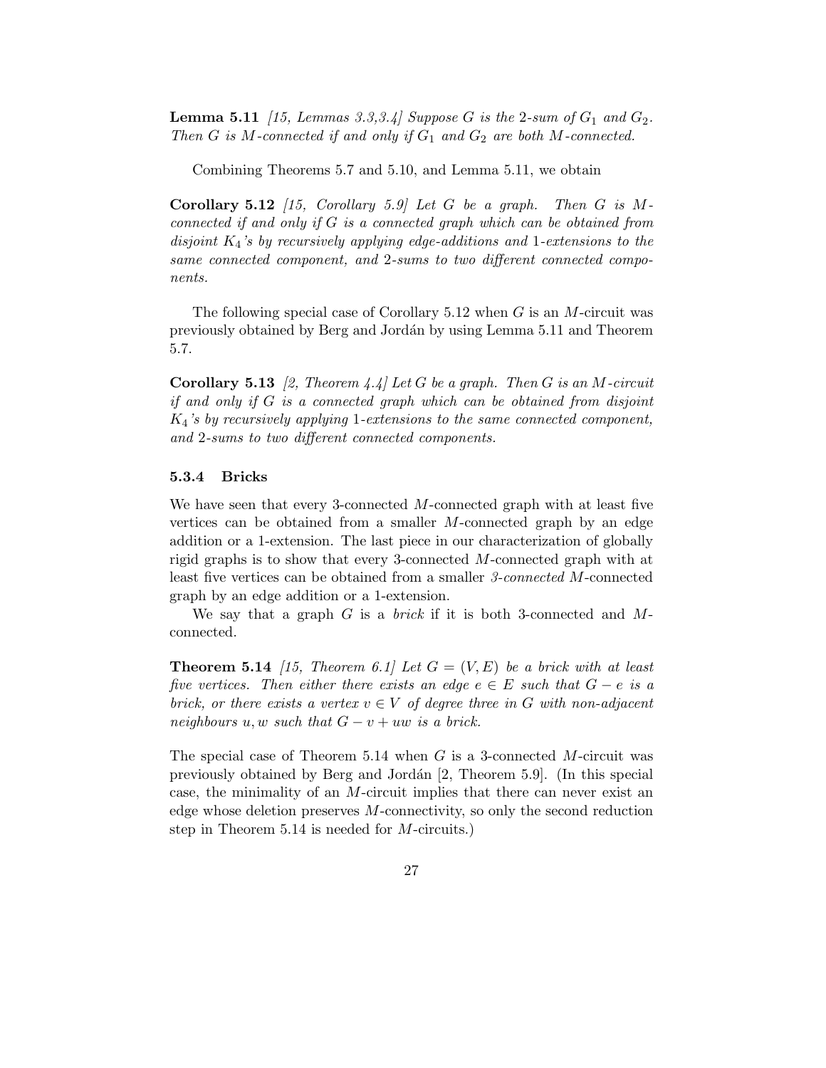**Lemma 5.11** *[15, Lemmas 3.3,3.4] Suppose $G$ is the 2-sum of $G_1$ and $G_2$. Then $G$ is $M$-connected if and only if $G_1$ and $G_2$ are both $M$-connected.*

Combining Theorems 5.7 and 5.10, and Lemma 5.11, we obtain

**Corollary 5.12** *[15, Corollary 5.9] Let $G$ be a graph. Then $G$ is $M$-connected if and only if $G$ is a connected graph which can be obtained from disjoint $K_4$'s by recursively applying edge-additions and 1-extensions to the same connected component, and 2-sums to two different connected components.*

The following special case of Corollary 5.12 when $G$ is an $M$-circuit was previously obtained by Berg and Jordán by using Lemma 5.11 and Theorem 5.7.

**Corollary 5.13** *[2, Theorem 4.4] Let $G$ be a graph. Then $G$ is an $M$-circuit if and only if $G$ is a connected graph which can be obtained from disjoint $K_4$'s by recursively applying 1-extensions to the same connected component, and 2-sums to two different connected components.*

### 5.3.4 Bricks

We have seen that every 3-connected $M$-connected graph with at least five vertices can be obtained from a smaller $M$-connected graph by an edge addition or a 1-extension. The last piece in our characterization of globally rigid graphs is to show that every 3-connected $M$-connected graph with at least five vertices can be obtained from a smaller *3-connected* $M$-connected graph by an edge addition or a 1-extension.

We say that a graph $G$ is a *brick* if it is both 3-connected and $M$-connected.

**Theorem 5.14** *[15, Theorem 6.1] Let $G = (V, E)$ be a brick with at least five vertices. Then either there exists an edge $e \in E$ such that $G - e$ is a brick, or there exists a vertex $v \in V$ of degree three in $G$ with non-adjacent neighbours $u, w$ such that $G - v + uw$ is a brick.*

The special case of Theorem 5.14 when $G$ is a 3-connected $M$-circuit was previously obtained by Berg and Jordán [2, Theorem 5.9]. (In this special case, the minimality of an $M$-circuit implies that there can never exist an edge whose deletion preserves $M$-connectivity, so only the second reduction step in Theorem 5.14 is needed for $M$-circuits.)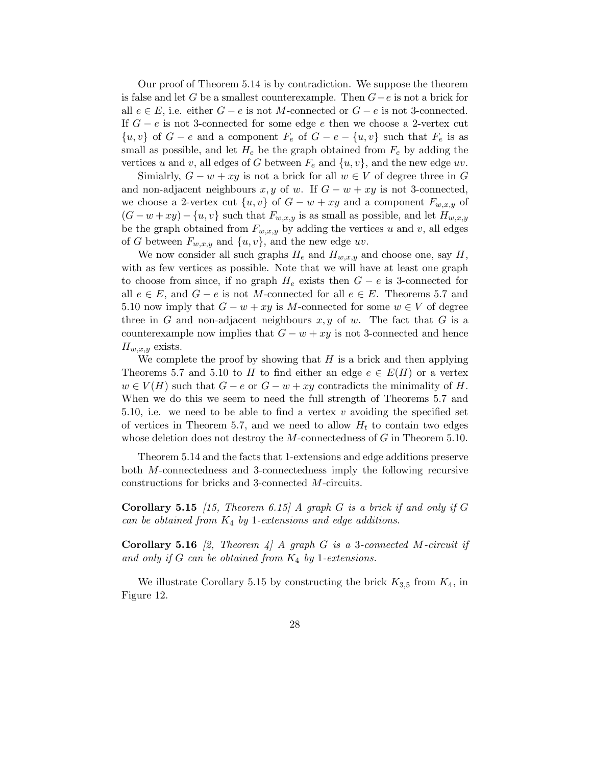Our proof of Theorem 5.14 is by contradiction. We suppose the theorem is false and let $G$ be a smallest counterexample. Then $G-e$ is not a brick for all $e \in E$, i.e. either $G-e$ is not $M$-connected or $G-e$ is not 3-connected. If $G-e$ is not 3-connected for some edge $e$ then we choose a 2-vertex cut $\{u, v\}$ of $G-e$ and a component $F_e$ of $G-e-\{u,v\}$ such that $F_e$ is as small as possible, and let $H_e$ be the graph obtained from $F_e$ by adding the vertices $u$ and $v$, all edges of $G$ between $F_e$ and $\{u, v\}$, and the new edge $uv$.

Simialrly, $G-w+xy$ is not a brick for all $w \in V$ of degree three in $G$ and non-adjacent neighbours $x, y$ of $w$. If $G-w+xy$ is not 3-connected, we choose a 2-vertex cut $\{u, v\}$ of $G-w+xy$ and a component $F_{w,x,y}$ of $(G-w+xy)-\{u,v\}$ such that $F_{w,x,y}$ is as small as possible, and let $H_{w,x,y}$ be the graph obtained from $F_{w,x,y}$ by adding the vertices $u$ and $v$, all edges of $G$ between $F_{w,x,y}$ and $\{u, v\}$, and the new edge $uv$.

We now consider all such graphs $H_e$ and $H_{w,x,y}$ and choose one, say $H$, with as few vertices as possible. Note that we will have at least one graph to choose from since, if no graph $H_e$ exists then $G-e$ is 3-connected for all $e \in E$, and $G-e$ is not $M$-connected for all $e \in E$. Theorems 5.7 and 5.10 now imply that $G-w+xy$ is $M$-connected for some $w \in V$ of degree three in $G$ and non-adjacent neighbours $x, y$ of $w$. The fact that $G$ is a counterexample now implies that $G-w+xy$ is not 3-connected and hence $H_{w,x,y}$ exists.

We complete the proof by showing that $H$ is a brick and then applying Theorems 5.7 and 5.10 to $H$ to find either an edge $e \in E(H)$ or a vertex $w \in V(H)$ such that $G-e$ or $G-w+xy$ contradicts the minimality of $H$. When we do this we seem to need the full strength of Theorems 5.7 and 5.10, i.e. we need to be able to find a vertex $v$ avoiding the specified set of vertices in Theorem 5.7, and we need to allow $H_t$ to contain two edges whose deletion does not destroy the $M$-connectedness of $G$ in Theorem 5.10.

Theorem 5.14 and the facts that 1-extensions and edge additions preserve both $M$-connectedness and 3-connectedness imply the following recursive constructions for bricks and 3-connected $M$-circuits.

**Corollary 5.15** *[15, Theorem 6.15] A graph $G$ is a brick if and only if $G$ can be obtained from $K_4$ by 1-extensions and edge additions.*

**Corollary 5.16** *[2, Theorem 4] A graph $G$ is a 3-connected $M$-circuit if and only if $G$ can be obtained from $K_4$ by 1-extensions.*

We illustrate Corollary 5.15 by constructing the brick $K_{3,5}$ from $K_4$, in Figure 12.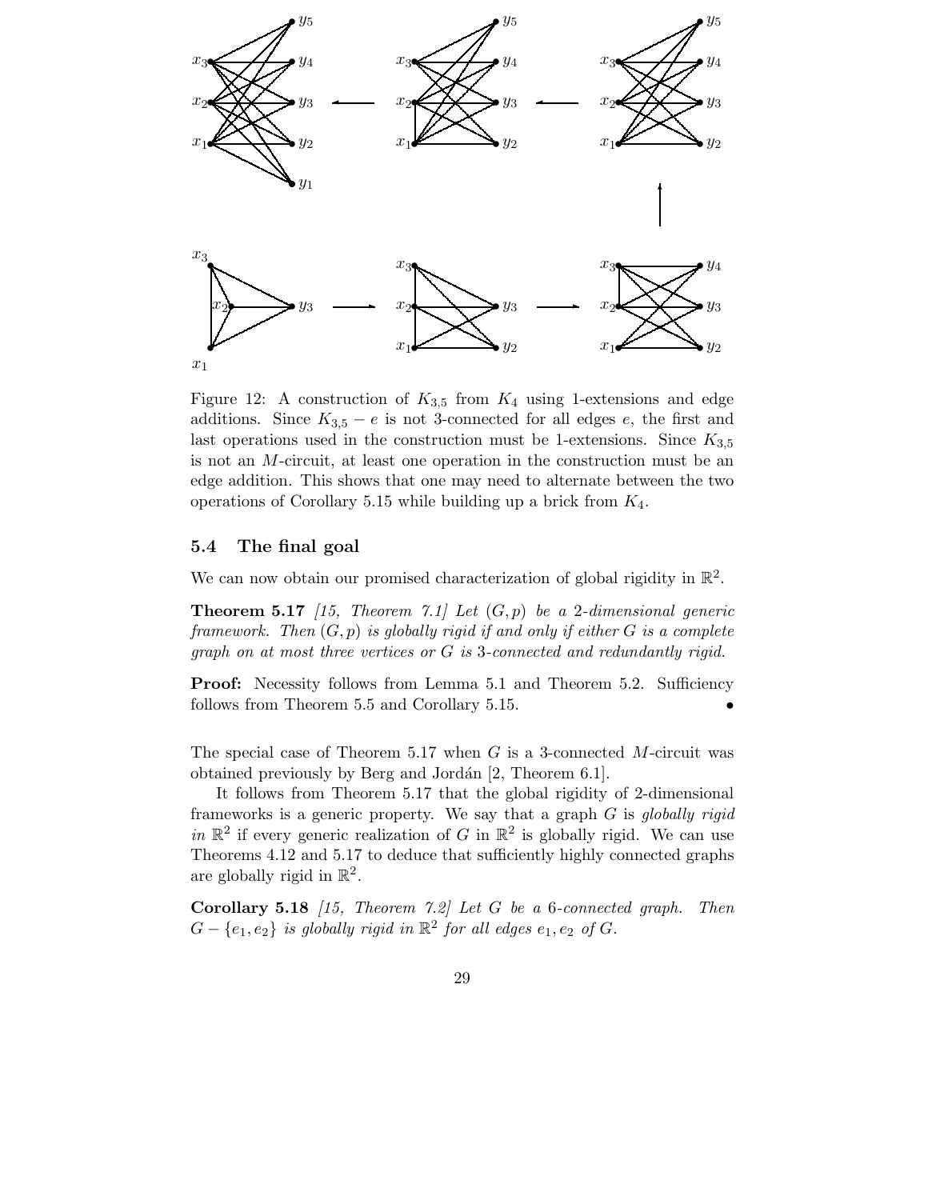Figure 12: A construction of $K_{3,5}$ from $K_4$ using 1-extensions and edge additions. Since $K_{3,5} - e$ is not 3-connected for all edges $e$, the first and last operations used in the construction must be 1-extensions. Since $K_{3,5}$ is not an $M$-circuit, at least one operation in the construction must be an edge addition. This shows that one may need to alternate between the two operations of Corollary 5.15 while building up a brick from $K_4$.

### 5.4 The final goal

We can now obtain our promised characterization of global rigidity in $\mathbb{R}^2$.

**Theorem 5.17** *[15, Theorem 7.1] Let $(G, p)$ be a 2-dimensional generic framework. Then $(G, p)$ is globally rigid if and only if either $G$ is a complete graph on at most three vertices or $G$ is 3-connected and redundantly rigid.*

**Proof:** Necessity follows from Lemma 5.1 and Theorem 5.2. Sufficiency follows from Theorem 5.5 and Corollary 5.15. •

The special case of Theorem 5.17 when $G$ is a 3-connected $M$-circuit was obtained previously by Berg and Jordán [2, Theorem 6.1].

It follows from Theorem 5.17 that the global rigidity of 2-dimensional frameworks is a generic property. We say that a graph $G$ is *globally rigid in* $\mathbb{R}^2$ if every generic realization of $G$ in $\mathbb{R}^2$ is globally rigid. We can use Theorems 4.12 and 5.17 to deduce that sufficiently highly connected graphs are globally rigid in $\mathbb{R}^2$.

**Corollary 5.18** *[15, Theorem 7.2] Let $G$ be a 6-connected graph. Then $G - \{e_1, e_2\}$ is globally rigid in $\mathbb{R}^2$ for all edges $e_1, e_2$ of $G$.*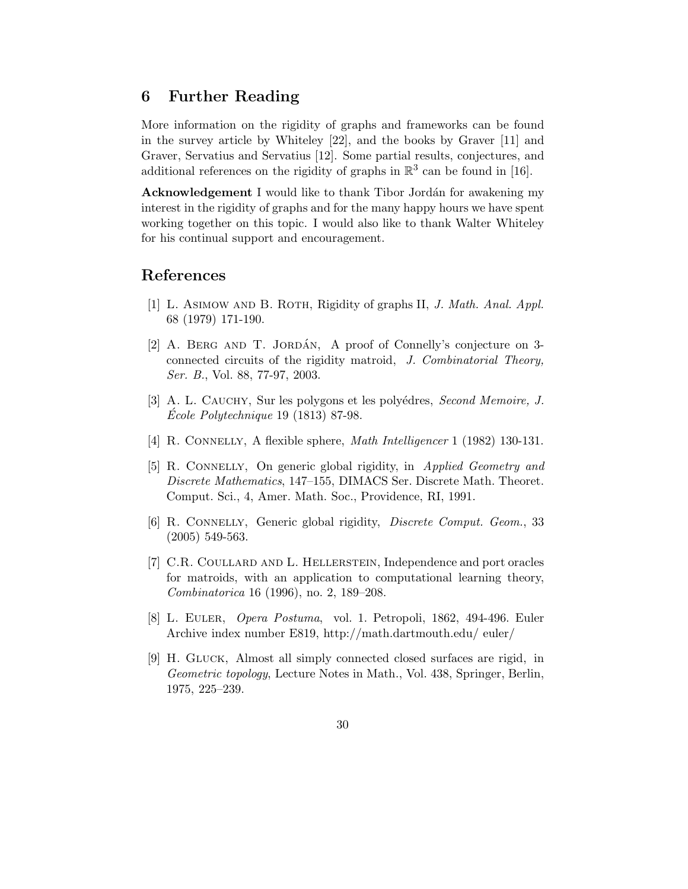## 6 Further Reading

More information on the rigidity of graphs and frameworks can be found in the survey article by Whiteley [22], and the books by Graver [11] and Graver, Servatius and Servatius [12]. Some partial results, conjectures, and additional references on the rigidity of graphs in $\mathbb{R}^3$ can be found in [16].

**Acknowledgement** I would like to thank Tibor Jordán for awakening my interest in the rigidity of graphs and for the many happy hours we have spent working together on this topic. I would also like to thank Walter Whiteley for his continual support and encouragement.

## References

[1] L. Asimow and B. Roth, Rigidity of graphs II, *J. Math. Anal. Appl.* 68 (1979) 171-190.

[2] A. Berg and T. Jordán, A proof of Connelly's conjecture on 3-connected circuits of the rigidity matroid, *J. Combinatorial Theory, Ser. B.*, Vol. 88, 77-97, 2003.

[3] A. L. Cauchy, Sur les polygons et les polyédres, *Second Memoire, J. École Polytechnique* 19 (1813) 87-98.

[4] R. Connelly, A flexible sphere, *Math Intelligencer* 1 (1982) 130-131.

[5] R. Connelly, On generic global rigidity, in *Applied Geometry and Discrete Mathematics*, 147–155, DIMACS Ser. Discrete Math. Theoret. Comput. Sci., 4, Amer. Math. Soc., Providence, RI, 1991.

[6] R. Connelly, Generic global rigidity, *Discrete Comput. Geom.*, 33 (2005) 549-563.

[7] C.R. Coullard and L. Hellerstein, Independence and port oracles for matroids, with an application to computational learning theory, *Combinatorica* 16 (1996), no. 2, 189–208.

[8] L. Euler, *Opera Postuma*, vol. 1. Petropoli, 1862, 494-496. Euler Archive index number E819, http://math.dartmouth.edu/ euler/

[9] H. Gluck, Almost all simply connected closed surfaces are rigid, in *Geometric topology*, Lecture Notes in Math., Vol. 438, Springer, Berlin, 1975, 225–239.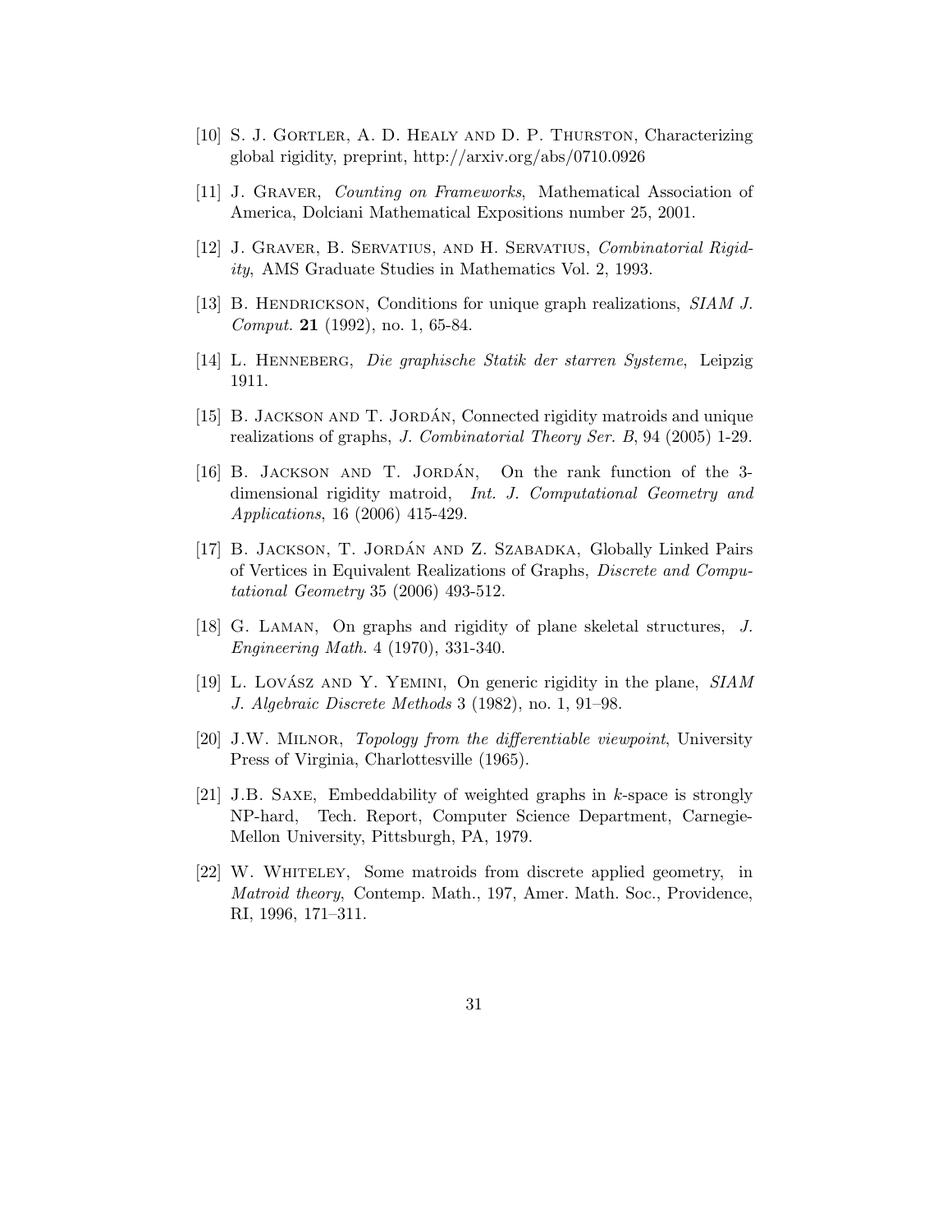[10] S. J. Gortler, A. D. Healy and D. P. Thurston, Characterizing global rigidity, preprint, http://arxiv.org/abs/0710.0926

[11] J. Graver, *Counting on Frameworks*, Mathematical Association of America, Dolciani Mathematical Expositions number 25, 2001.

[12] J. Graver, B. Servatius, and H. Servatius, *Combinatorial Rigidity*, AMS Graduate Studies in Mathematics Vol. 2, 1993.

[13] B. Hendrickson, Conditions for unique graph realizations, *SIAM J. Comput.* **21** (1992), no. 1, 65-84.

[14] L. Henneberg, *Die graphische Statik der starren Systeme*, Leipzig 1911.

[15] B. Jackson and T. Jordán, Connected rigidity matroids and unique realizations of graphs, *J. Combinatorial Theory Ser. B*, 94 (2005) 1-29.

[16] B. Jackson and T. Jordán, On the rank function of the 3-dimensional rigidity matroid, *Int. J. Computational Geometry and Applications*, 16 (2006) 415-429.

[17] B. Jackson, T. Jordán and Z. Szabadka, Globally Linked Pairs of Vertices in Equivalent Realizations of Graphs, *Discrete and Computational Geometry* 35 (2006) 493-512.

[18] G. Laman, On graphs and rigidity of plane skeletal structures, *J. Engineering Math.* 4 (1970), 331-340.

[19] L. Lovász and Y. Yemini, On generic rigidity in the plane, *SIAM J. Algebraic Discrete Methods* 3 (1982), no. 1, 91–98.

[20] J.W. Milnor, *Topology from the differentiable viewpoint*, University Press of Virginia, Charlottesville (1965).

[21] J.B. Saxe, Embeddability of weighted graphs in $k$-space is strongly NP-hard, Tech. Report, Computer Science Department, Carnegie-Mellon University, Pittsburgh, PA, 1979.

[22] W. Whiteley, Some matroids from discrete applied geometry, in *Matroid theory*, Contemp. Math., 197, Amer. Math. Soc., Providence, RI, 1996, 171–311.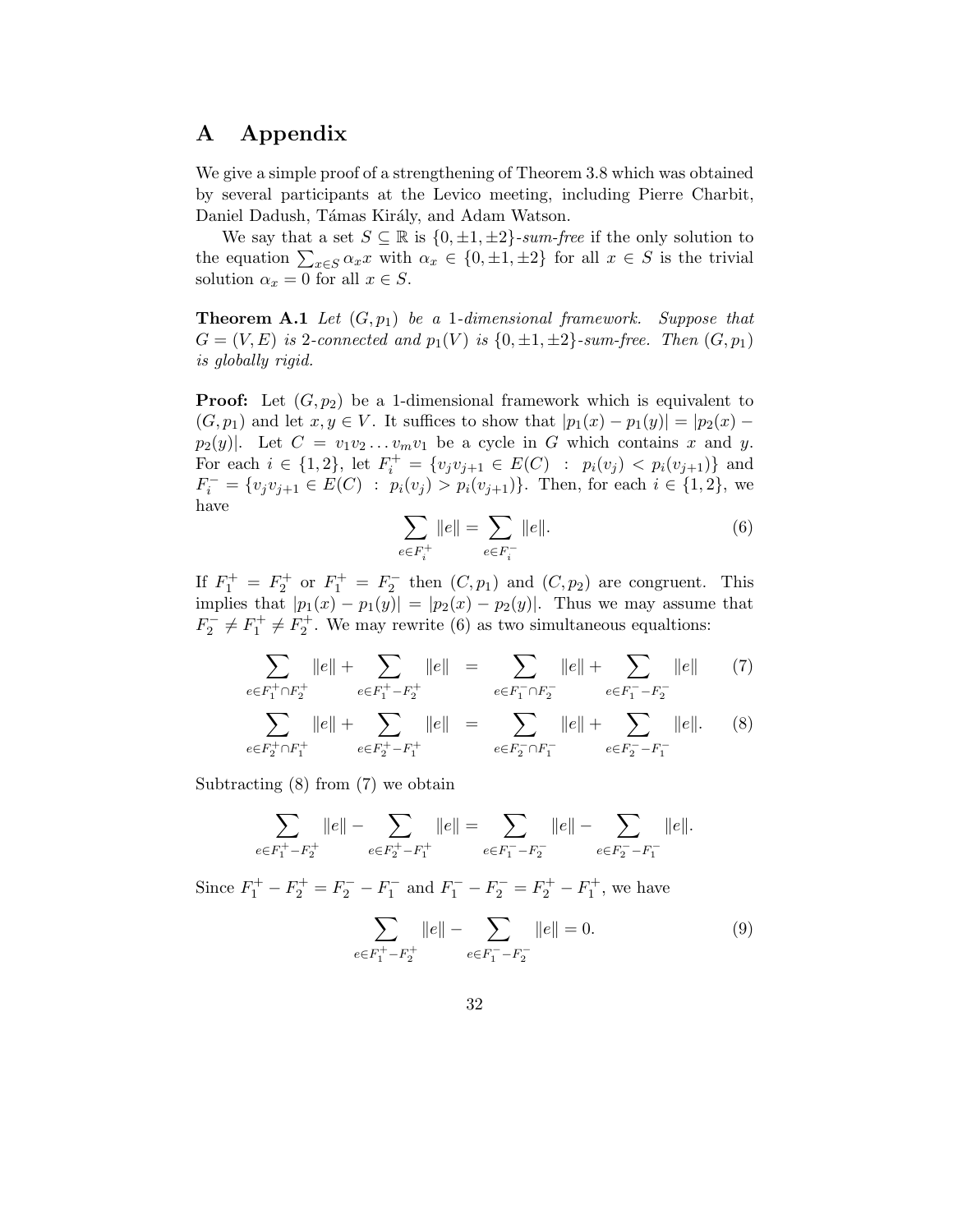# A Appendix

We give a simple proof of a strengthening of Theorem 3.8 which was obtained by several participants at the Levico meeting, including Pierre Charbit, Daniel Dadush, Támas Király, and Adam Watson.

We say that a set $S \subseteq \mathbb{R}$ is $\{0, \pm 1, \pm 2\}$*-sum-free* if the only solution to the equation $\sum_{x \in S} \alpha_x x$ with $\alpha_x \in \{0, \pm 1, \pm 2\}$ for all $x \in S$ is the trivial solution $\alpha_x = 0$ for all $x \in S$.

**Theorem A.1** *Let $(G, p_1)$ be a 1-dimensional framework. Suppose that $G = (V, E)$ is 2-connected and $p_1(V)$ is $\{0, \pm 1, \pm 2\}$-sum-free. Then $(G, p_1)$ is globally rigid.*

**Proof:** Let $(G, p_2)$ be a 1-dimensional framework which is equivalent to $(G, p_1)$ and let $x, y \in V$. It suffices to show that $|p_1(x) - p_1(y)| = |p_2(x) - p_2(y)|$. Let $C = v_1 v_2 \dots v_m v_1$ be a cycle in $G$ which contains $x$ and $y$. For each $i \in \{1, 2\}$, let $F_i^+ = \{v_j v_{j+1} \in E(C) \ : \ p_i(v_j) < p_i(v_{j+1})\}$ and $F_i^- = \{v_j v_{j+1} \in E(C) \ : \ p_i(v_j) > p_i(v_{j+1})\}$. Then, for each $i \in \{1, 2\}$, we have

$$\sum_{e \in F_i^+} \|e\| = \sum_{e \in F_i^-} \|e\|. \tag{6}$$

If $F_1^+ = F_2^+$ or $F_1^+ = F_2^-$ then $(C, p_1)$ and $(C, p_2)$ are congruent. This implies that $|p_1(x) - p_1(y)| = |p_2(x) - p_2(y)|$. Thus we may assume that $F_2^- \neq F_1^+ \neq F_2^+$. We may rewrite (6) as two simultaneous equaltions:

$$\sum_{e \in F_1^+ \cap F_2^+} \|e\| + \sum_{e \in F_1^+ - F_2^+} \|e\| = \sum_{e \in F_1^- \cap F_2^-} \|e\| + \sum_{e \in F_1^- - F_2^-} \|e\| \tag{7}$$

$$\sum_{e \in F_2^+ \cap F_1^+} \|e\| + \sum_{e \in F_2^+ - F_1^+} \|e\| = \sum_{e \in F_2^- \cap F_1^-} \|e\| + \sum_{e \in F_2^- - F_1^-} \|e\|. \tag{8}$$

Subtracting (8) from (7) we obtain

$$\sum_{e \in F_1^+ - F_2^+} \|e\| - \sum_{e \in F_2^+ - F_1^+} \|e\| = \sum_{e \in F_1^- - F_2^-} \|e\| - \sum_{e \in F_2^- - F_1^-} \|e\|.$$

Since $F_1^+ - F_2^+ = F_2^- - F_1^-$ and $F_1^- - F_2^- = F_2^+ - F_1^+$, we have

$$\sum_{e \in F_1^+ - F_2^+} \|e\| - \sum_{e \in F_1^- - F_2^-} \|e\| = 0. \tag{9}$$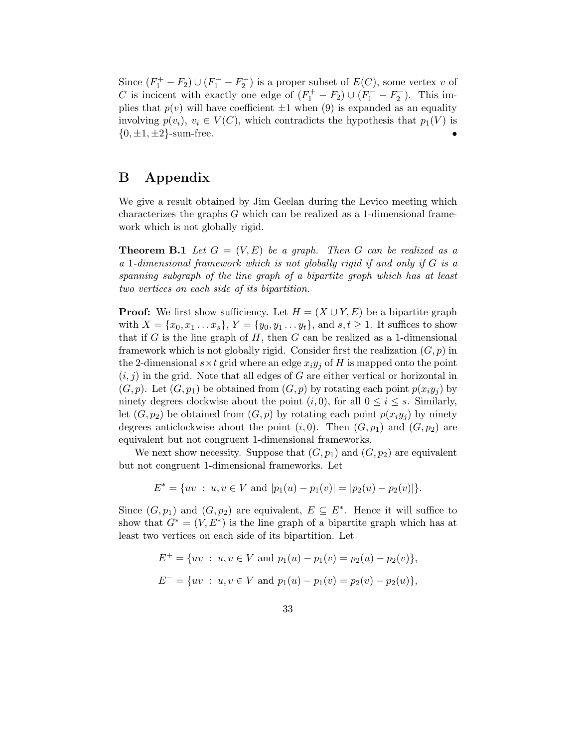Since $(F_1^+ - F_2) \cup (F_1^- - F_2^-)$ is a proper subset of $E(C)$, some vertex $v$ of $C$ is incicent with exactly one edge of $(F_1^+ - F_2) \cup (F_1^- - F_2^-)$. This implies that $p(v)$ will have coefficient $\pm 1$ when (9) is expanded as an equality involving $p(v_i)$, $v_i \in V(C)$, which contradicts the hypothesis that $p_1(V)$ is $\{0, \pm 1, \pm 2\}$-sum-free. •

# B Appendix

We give a result obtained by Jim Geelan during the Levico meeting which characterizes the graphs $G$ which can be realized as a 1-dimensional framework which is not globally rigid.

**Theorem B.1** *Let $G = (V, E)$ be a graph. Then $G$ can be realized as a a 1-dimensional framework which is not globally rigid if and only if $G$ is a spanning subgraph of the line graph of a bipartite graph which has at least two vertices on each side of its bipartition.*

**Proof:** We first show sufficiency. Let $H = (X \cup Y, E)$ be a bipartite graph with $X = \{x_0, x_1 \dots x_s\}$, $Y = \{y_0, y_1 \dots y_t\}$, and $s, t \geq 1$. It suffices to show that if $G$ is the line graph of $H$, then $G$ can be realized as a 1-dimensional framework which is not globally rigid. Consider first the realization $(G, p)$ in the 2-dimensional $s \times t$ grid where an edge $x_i y_j$ of $H$ is mapped onto the point $(i, j)$ in the grid. Note that all edges of $G$ are either vertical or horizontal in $(G, p)$. Let $(G, p_1)$ be obtained from $(G, p)$ by rotating each point $p(x_i y_j)$ by ninety degrees clockwise about the point $(i, 0)$, for all $0 \leq i \leq s$. Similarly, let $(G, p_2)$ be obtained from $(G, p)$ by rotating each point $p(x_i y_j)$ by ninety degrees anticlockwise about the point $(i, 0)$. Then $(G, p_1)$ and $(G, p_2)$ are equivalent but not congruent 1-dimensional frameworks.

We next show necessity. Suppose that $(G, p_1)$ and $(G, p_2)$ are equivalent but not congruent 1-dimensional frameworks. Let

$$E^* = \{uv \ : \ u, v \in V \text{ and } |p_1(u) - p_1(v)| = |p_2(u) - p_2(v)|\}.$$

Since $(G, p_1)$ and $(G, p_2)$ are equivalent, $E \subseteq E^*$. Hence it will suffice to show that $G^* = (V, E^*)$ is the line graph of a bipartite graph which has at least two vertices on each side of its bipartition. Let

$$E^+ = \{uv \ : \ u, v \in V \text{ and } p_1(u) - p_1(v) = p_2(u) - p_2(v)\},$$

$$E^- = \{uv \ : \ u, v \in V \text{ and } p_1(u) - p_1(v) = p_2(v) - p_2(u)\},$$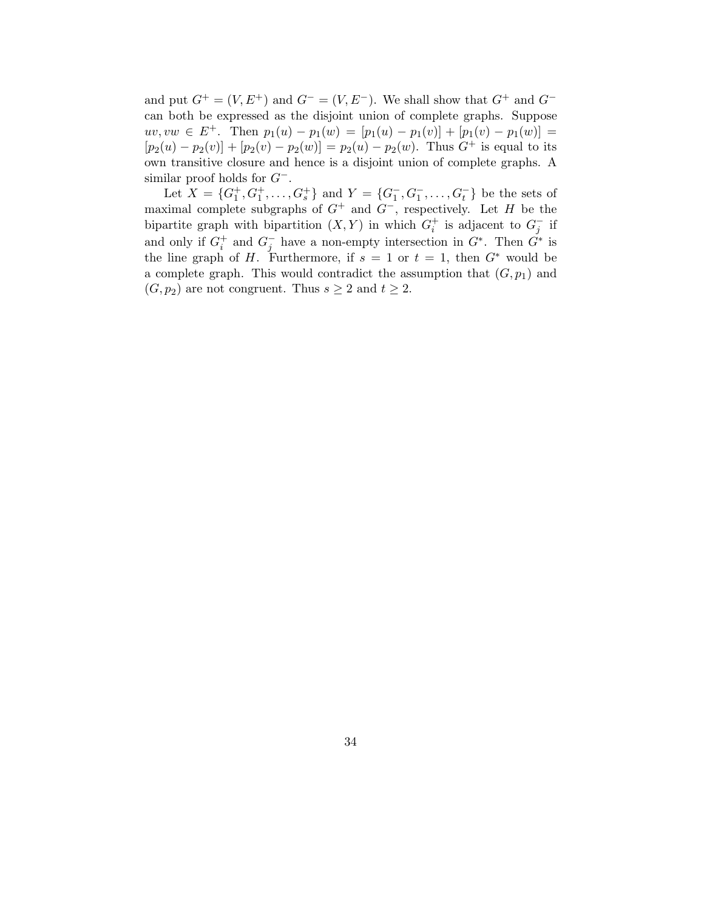and put $G^+ = (V, E^+)$ and $G^- = (V, E^-)$. We shall show that $G^+$ and $G^-$ can both be expressed as the disjoint union of complete graphs. Suppose $uv, vw \in E^+$. Then $p_1(u) - p_1(w) = [p_1(u) - p_1(v)] + [p_1(v) - p_1(w)] = [p_2(u) - p_2(v)] + [p_2(v) - p_2(w)] = p_2(u) - p_2(w)$. Thus $G^+$ is equal to its own transitive closure and hence is a disjoint union of complete graphs. A similar proof holds for $G^-$.

Let $X = \{G_1^+, G_1^+, \ldots, G_s^+\}$ and $Y = \{G_1^-, G_1^-, \ldots, G_t^-\}$ be the sets of maximal complete subgraphs of $G^+$ and $G^-$, respectively. Let $H$ be the bipartite graph with bipartition $(X, Y)$ in which $G_i^+$ is adjacent to $G_j^-$ if and only if $G_i^+$ and $G_j^-$ have a non-empty intersection in $G^*$. Then $G^*$ is the line graph of $H$. Furthermore, if $s = 1$ or $t = 1$, then $G^*$ would be a complete graph. This would contradict the assumption that $(G, p_1)$ and $(G, p_2)$ are not congruent. Thus $s \geq 2$ and $t \geq 2$.